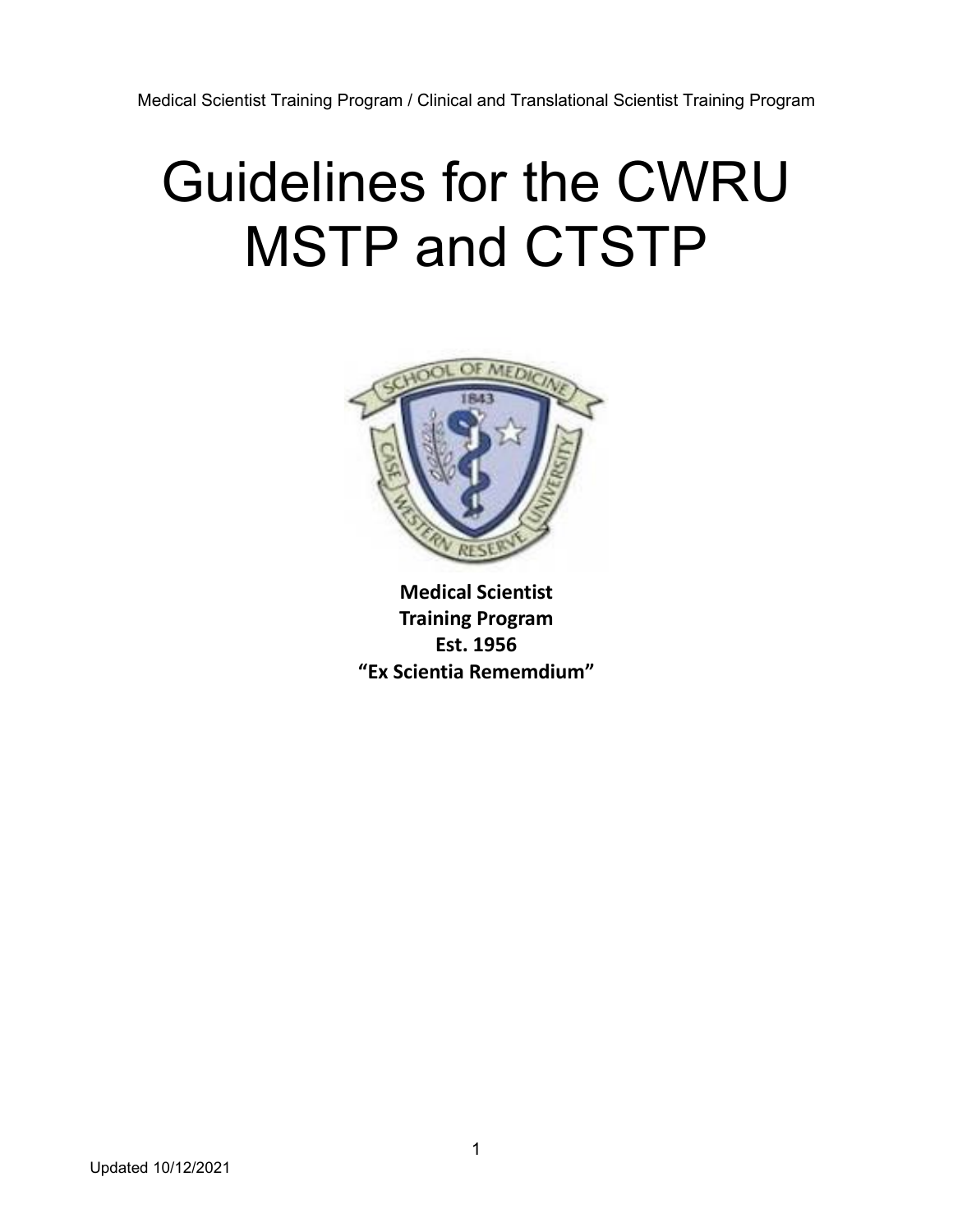Medical Scientist Training Program / Clinical and Translational Scientist Training Program

# Guidelines for the CWRU MSTP and CTSTP

**Medical Scientist Training Program**
**Est. 1956**
**"Ex Scientia Rememdium"**

Updated 10/12/2021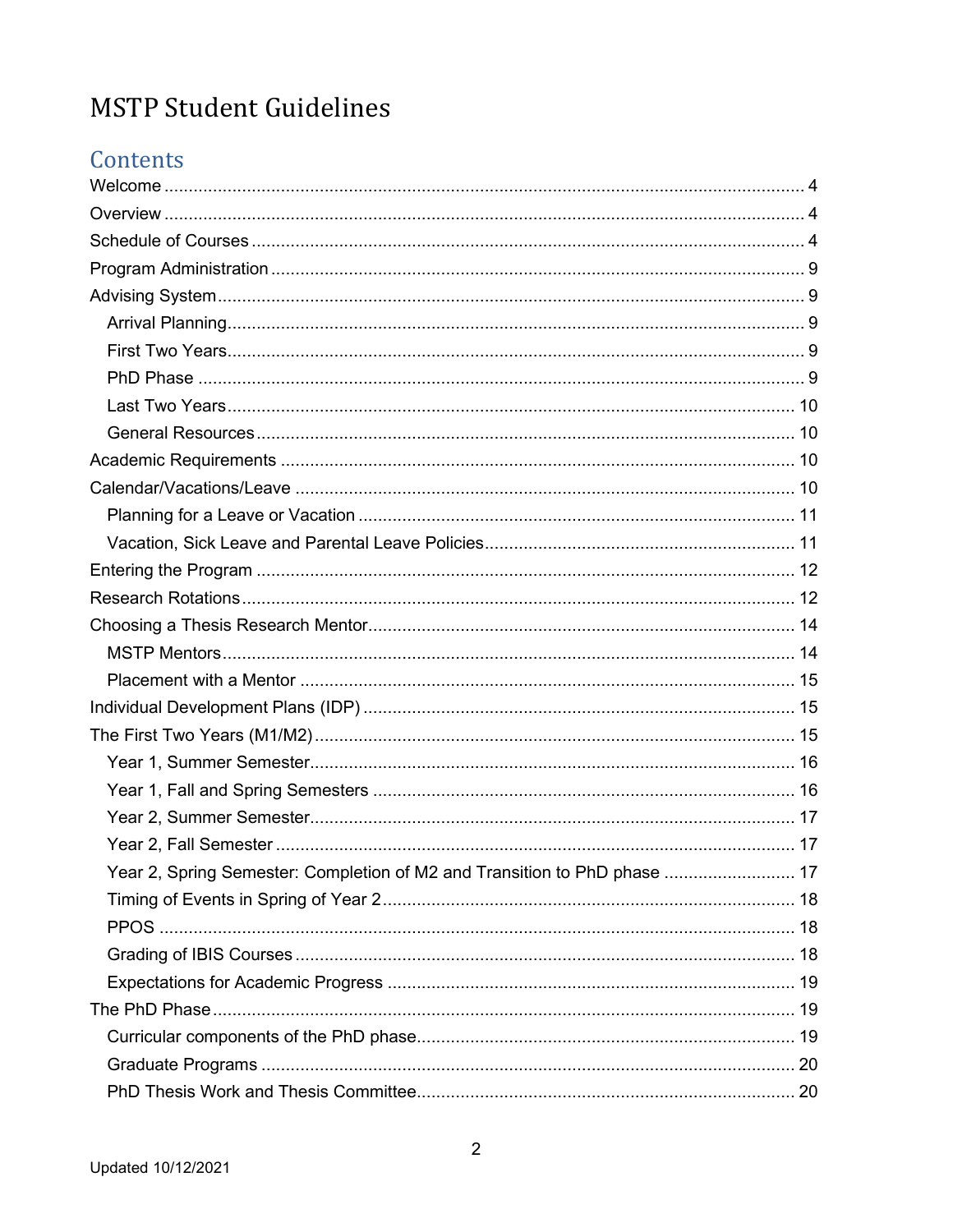# MSTP Student Guidelines

## Contents

Welcome .......... 4

Overview .......... 4

Schedule of Courses .......... 4

Program Administration .......... 9

Advising System .......... 9

- Arrival Planning .......... 9
- First Two Years .......... 9
- PhD Phase .......... 9
- Last Two Years .......... 10
- General Resources .......... 10

Academic Requirements .......... 10

Calendar/Vacations/Leave .......... 10

- Planning for a Leave or Vacation .......... 11
- Vacation, Sick Leave and Parental Leave Policies .......... 11

Entering the Program .......... 12

Research Rotations .......... 12

Choosing a Thesis Research Mentor .......... 14

- MSTP Mentors .......... 14
- Placement with a Mentor .......... 15

Individual Development Plans (IDP) .......... 15

The First Two Years (M1/M2) .......... 15

- Year 1, Summer Semester .......... 16
- Year 1, Fall and Spring Semesters .......... 16
- Year 2, Summer Semester .......... 17
- Year 2, Fall Semester .......... 17
- Year 2, Spring Semester: Completion of M2 and Transition to PhD phase .......... 17
- Timing of Events in Spring of Year 2 .......... 18
- PPOS .......... 18
- Grading of IBIS Courses .......... 18
- Expectations for Academic Progress .......... 19

The PhD Phase .......... 19

- Curricular components of the PhD phase .......... 19
- Graduate Programs .......... 20
- PhD Thesis Work and Thesis Committee .......... 20

Updated 10/12/2021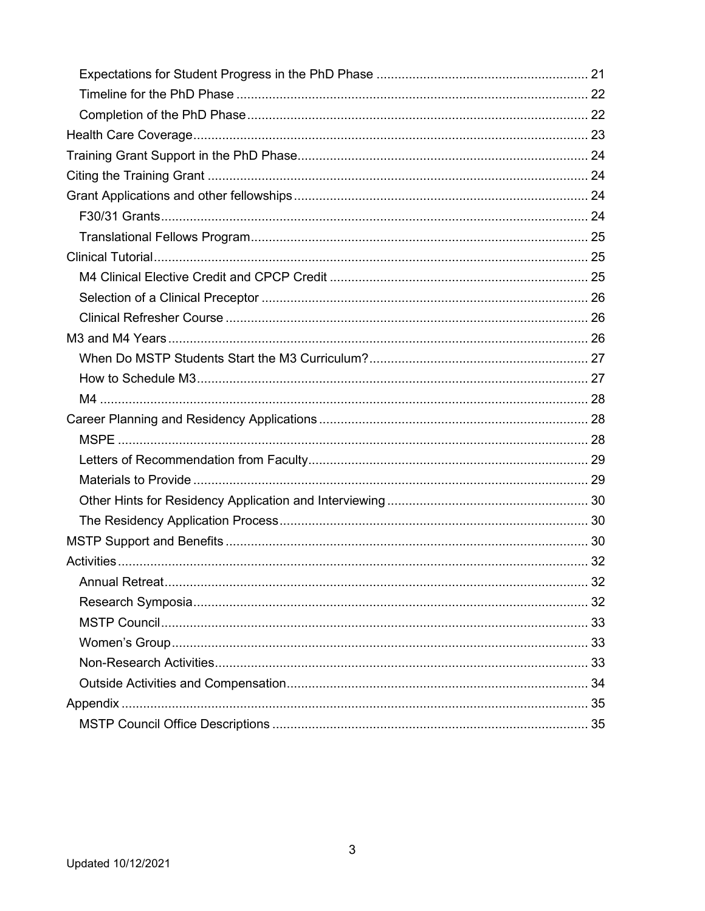- Expectations for Student Progress in the PhD Phase .......... 21
- Timeline for the PhD Phase .......... 22
- Completion of the PhD Phase .......... 22

Health Care Coverage .......... 23

Training Grant Support in the PhD Phase .......... 24

Citing the Training Grant .......... 24

Grant Applications and other fellowships .......... 24

- F30/31 Grants .......... 24
- Translational Fellows Program .......... 25

Clinical Tutorial .......... 25

- M4 Clinical Elective Credit and CPCP Credit .......... 25
- Selection of a Clinical Preceptor .......... 26
- Clinical Refresher Course .......... 26

M3 and M4 Years .......... 26

- When Do MSTP Students Start the M3 Curriculum? .......... 27
- How to Schedule M3 .......... 27
- M4 .......... 28

Career Planning and Residency Applications .......... 28

- MSPE .......... 28
- Letters of Recommendation from Faculty .......... 29
- Materials to Provide .......... 29
- Other Hints for Residency Application and Interviewing .......... 30
- The Residency Application Process .......... 30

MSTP Support and Benefits .......... 30

Activities .......... 32

- Annual Retreat .......... 32
- Research Symposia .......... 32
- MSTP Council .......... 33
- Women's Group .......... 33
- Non-Research Activities .......... 33
- Outside Activities and Compensation .......... 34

Appendix .......... 35

- MSTP Council Office Descriptions .......... 35

Updated 10/12/2021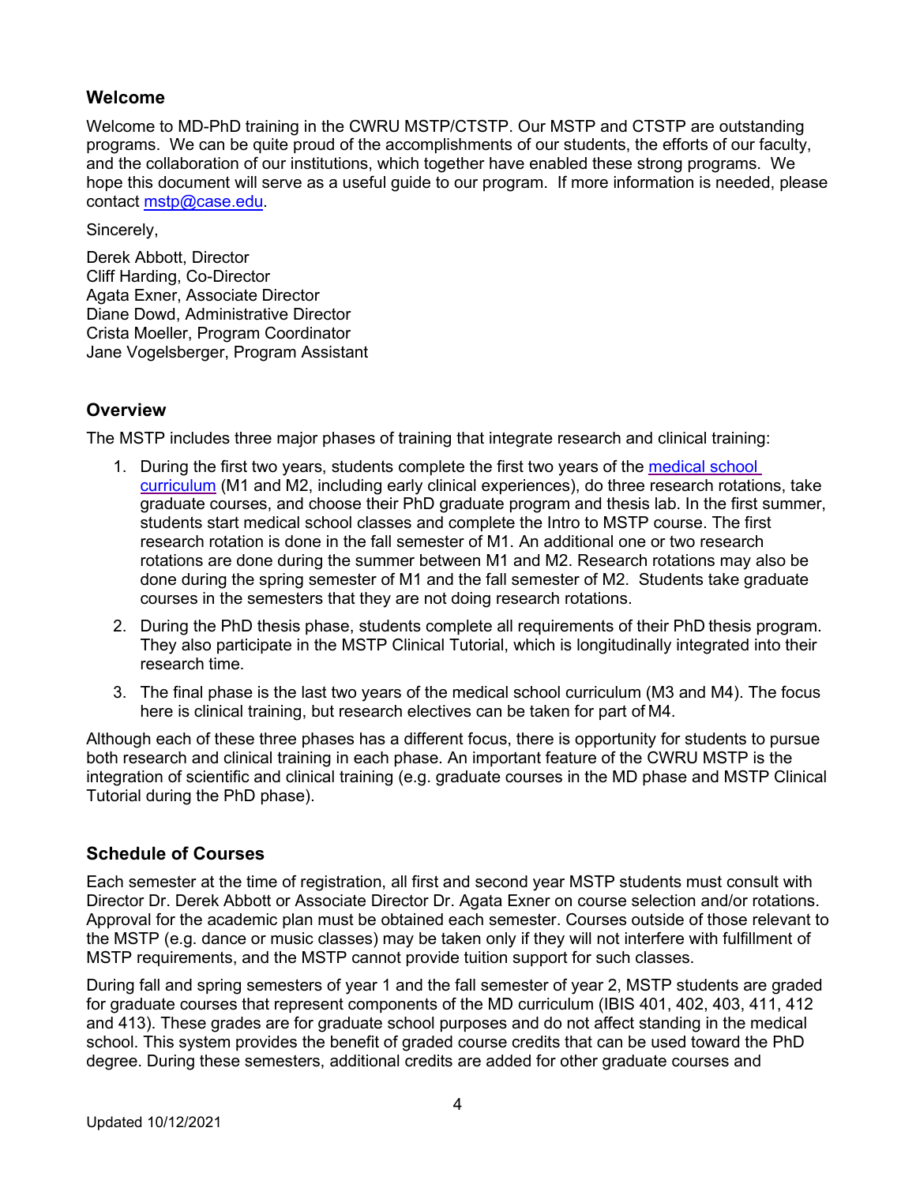## Welcome

Welcome to MD-PhD training in the CWRU MSTP/CTSTP. Our MSTP and CTSTP are outstanding programs. We can be quite proud of the accomplishments of our students, the efforts of our faculty, and the collaboration of our institutions, which together have enabled these strong programs. We hope this document will serve as a useful guide to our program. If more information is needed, please contact [mstp@case.edu](mailto:mstp@case.edu).

Sincerely,

Derek Abbott, Director
Cliff Harding, Co-Director
Agata Exner, Associate Director
Diane Dowd, Administrative Director
Crista Moeller, Program Coordinator
Jane Vogelsberger, Program Assistant

## Overview

The MSTP includes three major phases of training that integrate research and clinical training:

1. During the first two years, students complete the first two years of the medical school curriculum (M1 and M2, including early clinical experiences), do three research rotations, take graduate courses, and choose their PhD graduate program and thesis lab. In the first summer, students start medical school classes and complete the Intro to MSTP course. The first research rotation is done in the fall semester of M1. An additional one or two research rotations are done during the summer between M1 and M2. Research rotations may also be done during the spring semester of M1 and the fall semester of M2. Students take graduate courses in the semesters that they are not doing research rotations.
2. During the PhD thesis phase, students complete all requirements of their PhD thesis program. They also participate in the MSTP Clinical Tutorial, which is longitudinally integrated into their research time.
3. The final phase is the last two years of the medical school curriculum (M3 and M4). The focus here is clinical training, but research electives can be taken for part of M4.

Although each of these three phases has a different focus, there is opportunity for students to pursue both research and clinical training in each phase. An important feature of the CWRU MSTP is the integration of scientific and clinical training (e.g. graduate courses in the MD phase and MSTP Clinical Tutorial during the PhD phase).

## Schedule of Courses

Each semester at the time of registration, all first and second year MSTP students must consult with Director Dr. Derek Abbott or Associate Director Dr. Agata Exner on course selection and/or rotations. Approval for the academic plan must be obtained each semester. Courses outside of those relevant to the MSTP (e.g. dance or music classes) may be taken only if they will not interfere with fulfillment of MSTP requirements, and the MSTP cannot provide tuition support for such classes.

During fall and spring semesters of year 1 and the fall semester of year 2, MSTP students are graded for graduate courses that represent components of the MD curriculum (IBIS 401, 402, 403, 411, 412 and 413). These grades are for graduate school purposes and do not affect standing in the medical school. This system provides the benefit of graded course credits that can be used toward the PhD degree. During these semesters, additional credits are added for other graduate courses and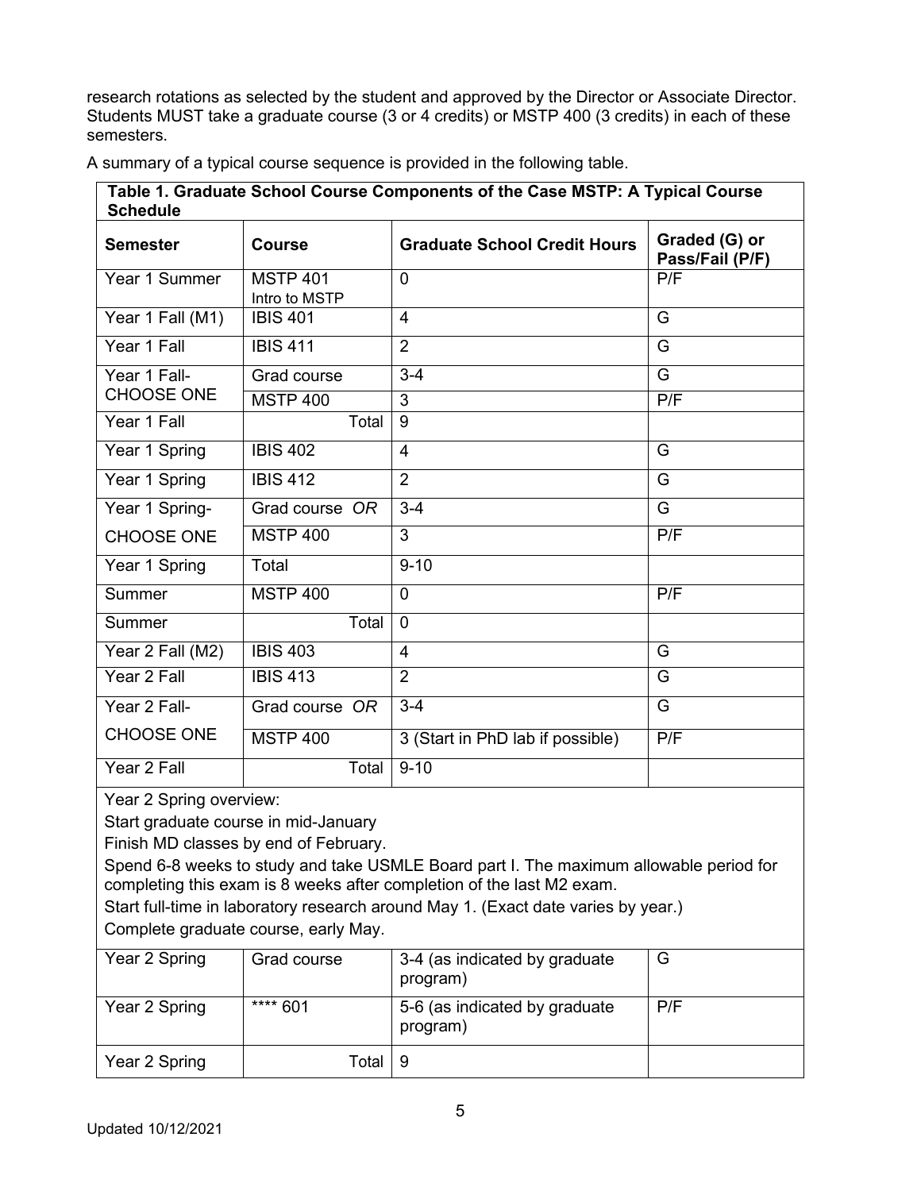research rotations as selected by the student and approved by the Director or Associate Director. Students MUST take a graduate course (3 or 4 credits) or MSTP 400 (3 credits) in each of these semesters.

A summary of a typical course sequence is provided in the following table.

| **Table 1. Graduate School Course Components of the Case MSTP: A Typical Course Schedule** | | | |
|---|---|---|---|
| **Semester** | **Course** | **Graduate School Credit Hours** | **Graded (G) or Pass/Fail (P/F)** |
| Year 1 Summer | MSTP 401 Intro to MSTP | 0 | P/F |
| Year 1 Fall (M1) | IBIS 401 | 4 | G |
| Year 1 Fall | IBIS 411 | 2 | G |
| Year 1 Fall- CHOOSE ONE | Grad course | 3-4 | G |
| | MSTP 400 | 3 | P/F |
| Year 1 Fall | Total | 9 | |
| Year 1 Spring | IBIS 402 | 4 | G |
| Year 1 Spring | IBIS 412 | 2 | G |
| Year 1 Spring- CHOOSE ONE | Grad course *OR* | 3-4 | G |
| | MSTP 400 | 3 | P/F |
| Year 1 Spring | Total | 9-10 | |
| Summer | MSTP 400 | 0 | P/F |
| Summer | Total | 0 | |
| Year 2 Fall (M2) | IBIS 403 | 4 | G |
| Year 2 Fall | IBIS 413 | 2 | G |
| Year 2 Fall- CHOOSE ONE | Grad course *OR* | 3-4 | G |
| | MSTP 400 | 3 (Start in PhD lab if possible) | P/F |
| Year 2 Fall | Total | 9-10 | |
| Year 2 Spring overview:<br>Start graduate course in mid-January<br>Finish MD classes by end of February.<br>Spend 6-8 weeks to study and take USMLE Board part I. The maximum allowable period for completing this exam is 8 weeks after completion of the last M2 exam.<br>Start full-time in laboratory research around May 1. (Exact date varies by year.)<br>Complete graduate course, early May. | | | |
| Year 2 Spring | Grad course | 3-4 (as indicated by graduate program) | G |
| Year 2 Spring | **** 601 | 5-6 (as indicated by graduate program) | P/F |
| Year 2 Spring | Total | 9 | |

Updated 10/12/2021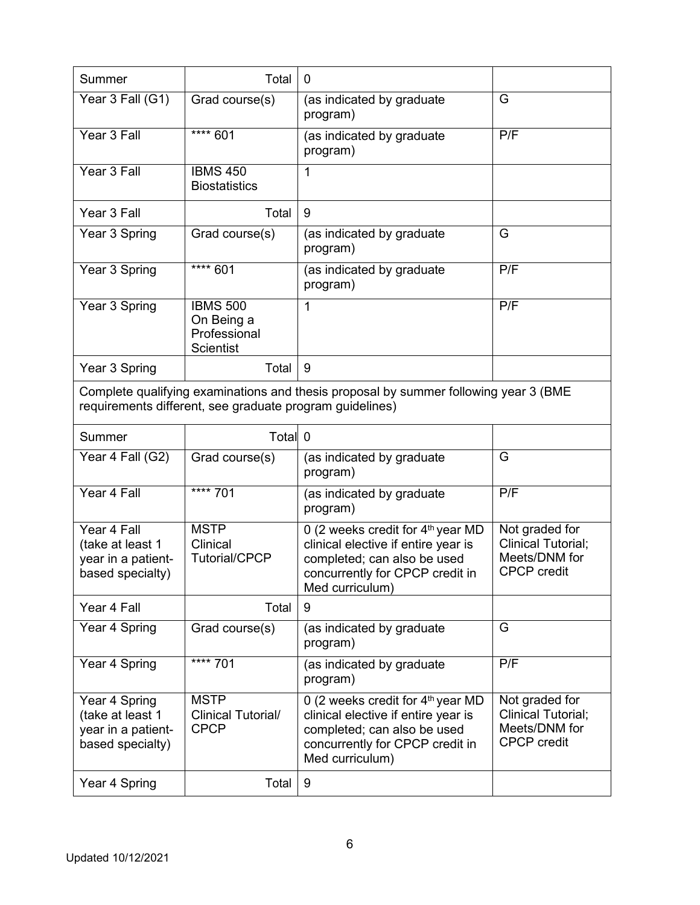| Summer | Total | 0 | |
|---|---|---|---|
| Year 3 Fall (G1) | Grad course(s) | (as indicated by graduate program) | G |
| Year 3 Fall | **** 601 | (as indicated by graduate program) | P/F |
| Year 3 Fall | IBMS 450 Biostatistics | 1 | |
| Year 3 Fall | Total | 9 | |
| Year 3 Spring | Grad course(s) | (as indicated by graduate program) | G |
| Year 3 Spring | **** 601 | (as indicated by graduate program) | P/F |
| Year 3 Spring | IBMS 500 On Being a Professional Scientist | 1 | P/F |
| Year 3 Spring | Total | 9 | |
| Complete qualifying examinations and thesis proposal by summer following year 3 (BME requirements different, see graduate program guidelines) | | | |
| Summer | Total | 0 | |
| Year 4 Fall (G2) | Grad course(s) | (as indicated by graduate program) | G |
| Year 4 Fall | **** 701 | (as indicated by graduate program) | P/F |
| Year 4 Fall (take at least 1 year in a patient-based specialty) | MSTP Clinical Tutorial/CPCP | 0 (2 weeks credit for 4th year MD clinical elective if entire year is completed; can also be used concurrently for CPCP credit in Med curriculum) | Not graded for Clinical Tutorial; Meets/DNM for CPCP credit |
| Year 4 Fall | Total | 9 | |
| Year 4 Spring | Grad course(s) | (as indicated by graduate program) | G |
| Year 4 Spring | **** 701 | (as indicated by graduate program) | P/F |
| Year 4 Spring (take at least 1 year in a patient-based specialty) | MSTP Clinical Tutorial/ CPCP | 0 (2 weeks credit for 4th year MD clinical elective if entire year is completed; can also be used concurrently for CPCP credit in Med curriculum) | Not graded for Clinical Tutorial; Meets/DNM for CPCP credit |
| Year 4 Spring | Total | 9 | |

Updated 10/12/2021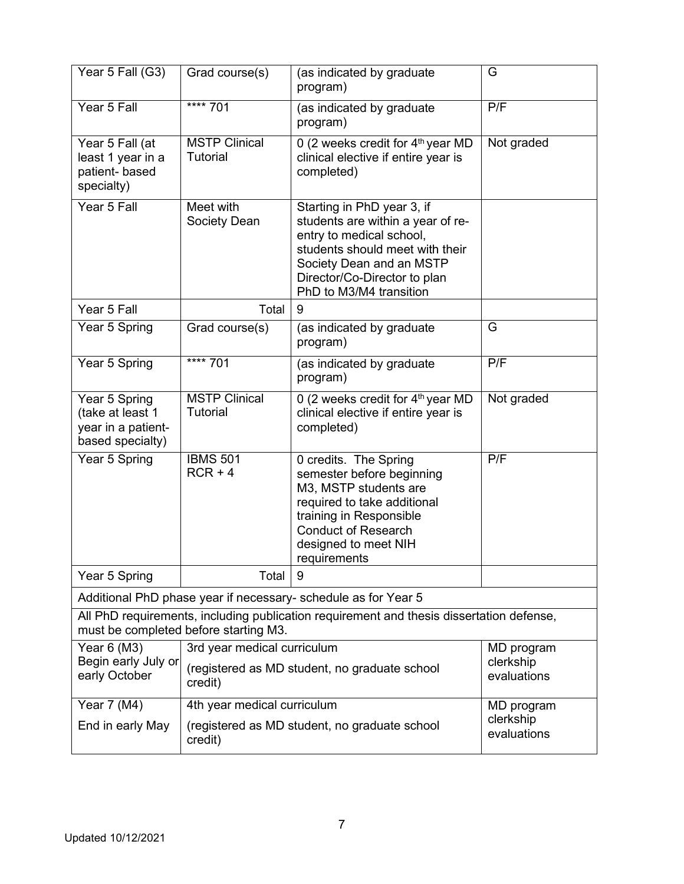| | | | |
|---|---|---|---|
| Year 5 Fall (G3) | Grad course(s) | (as indicated by graduate program) | G |
| Year 5 Fall | **** 701 | (as indicated by graduate program) | P/F |
| Year 5 Fall (at least 1 year in a patient- based specialty) | MSTP Clinical Tutorial | 0 (2 weeks credit for 4th year MD clinical elective if entire year is completed) | Not graded |
| Year 5 Fall | Meet with Society Dean | Starting in PhD year 3, if students are within a year of re-entry to medical school, students should meet with their Society Dean and an MSTP Director/Co-Director to plan PhD to M3/M4 transition | |
| Year 5 Fall | Total | 9 | |
| Year 5 Spring | Grad course(s) | (as indicated by graduate program) | G |
| Year 5 Spring | **** 701 | (as indicated by graduate program) | P/F |
| Year 5 Spring (take at least 1 year in a patient-based specialty) | MSTP Clinical Tutorial | 0 (2 weeks credit for 4th year MD clinical elective if entire year is completed) | Not graded |
| Year 5 Spring | IBMS 501 RCR + 4 | 0 credits. The Spring semester before beginning M3, MSTP students are required to take additional training in Responsible Conduct of Research designed to meet NIH requirements | P/F |
| Year 5 Spring | Total | 9 | |
| Additional PhD phase year if necessary- schedule as for Year 5 | | | |
| All PhD requirements, including publication requirement and thesis dissertation defense, must be completed before starting M3. | | | |
| Year 6 (M3) Begin early July or early October | 3rd year medical curriculum (registered as MD student, no graduate school credit) | | MD program clerkship evaluations |
| Year 7 (M4) End in early May | 4th year medical curriculum (registered as MD student, no graduate school credit) | | MD program clerkship evaluations |

Updated 10/12/2021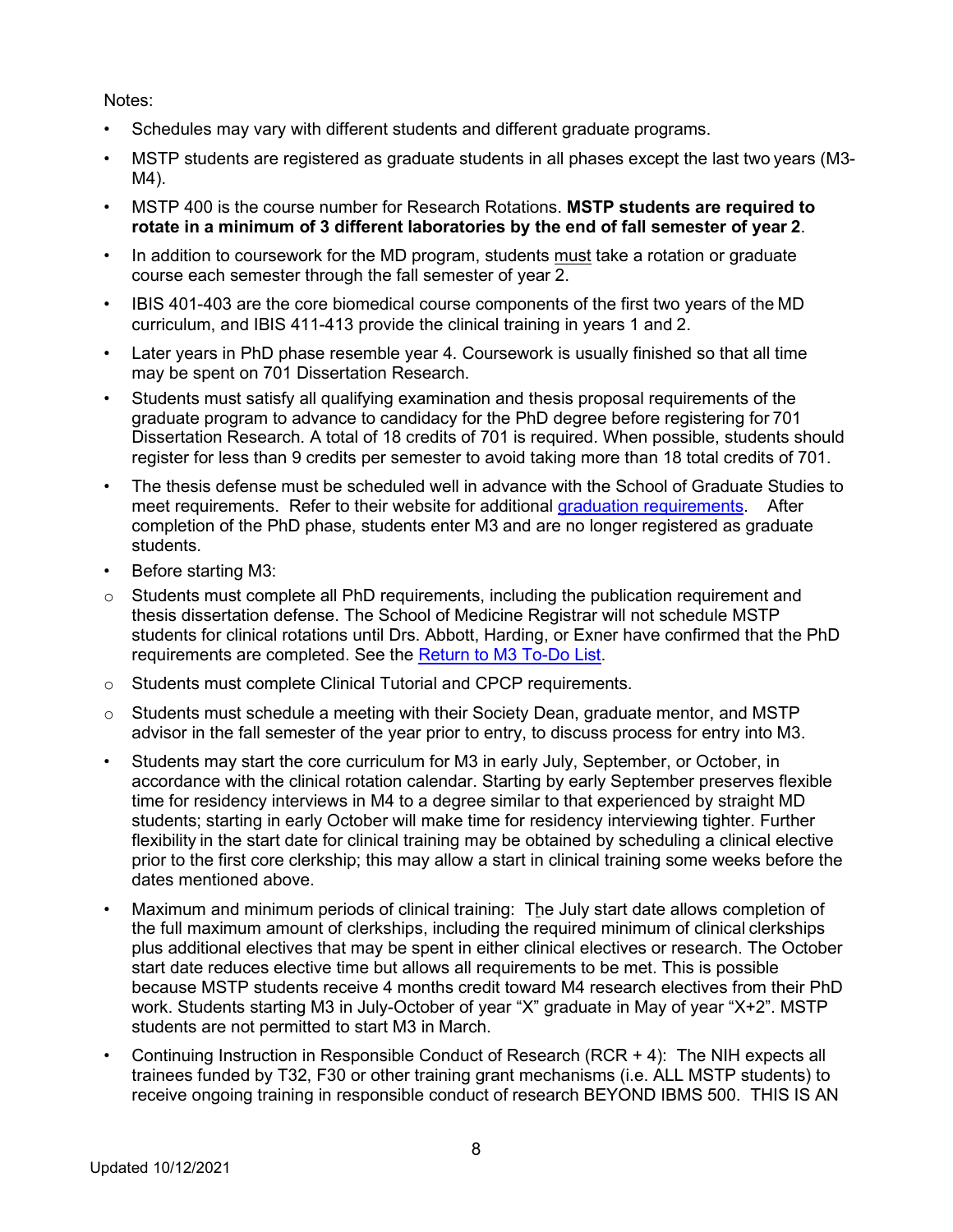Notes:

- Schedules may vary with different students and different graduate programs.
- MSTP students are registered as graduate students in all phases except the last two years (M3-M4).
- MSTP 400 is the course number for Research Rotations. **MSTP students are required to rotate in a minimum of 3 different laboratories by the end of fall semester of year 2**.
- In addition to coursework for the MD program, students must take a rotation or graduate course each semester through the fall semester of year 2.
- IBIS 401-403 are the core biomedical course components of the first two years of the MD curriculum, and IBIS 411-413 provide the clinical training in years 1 and 2.
- Later years in PhD phase resemble year 4. Coursework is usually finished so that all time may be spent on 701 Dissertation Research.
- Students must satisfy all qualifying examination and thesis proposal requirements of the graduate program to advance to candidacy for the PhD degree before registering for 701 Dissertation Research. A total of 18 credits of 701 is required. When possible, students should register for less than 9 credits per semester to avoid taking more than 18 total credits of 701.
- The thesis defense must be scheduled well in advance with the School of Graduate Studies to meet requirements. Refer to their website for additional graduation requirements. After completion of the PhD phase, students enter M3 and are no longer registered as graduate students.
- Before starting M3:
  - Students must complete all PhD requirements, including the publication requirement and thesis dissertation defense. The School of Medicine Registrar will not schedule MSTP students for clinical rotations until Drs. Abbott, Harding, or Exner have confirmed that the PhD requirements are completed. See the Return to M3 To-Do List.
  - Students must complete Clinical Tutorial and CPCP requirements.
  - Students must schedule a meeting with their Society Dean, graduate mentor, and MSTP advisor in the fall semester of the year prior to entry, to discuss process for entry into M3.
- Students may start the core curriculum for M3 in early July, September, or October, in accordance with the clinical rotation calendar. Starting by early September preserves flexible time for residency interviews in M4 to a degree similar to that experienced by straight MD students; starting in early October will make time for residency interviewing tighter. Further flexibility in the start date for clinical training may be obtained by scheduling a clinical elective prior to the first core clerkship; this may allow a start in clinical training some weeks before the dates mentioned above.
- Maximum and minimum periods of clinical training: The July start date allows completion of the full maximum amount of clerkships, including the required minimum of clinical clerkships plus additional electives that may be spent in either clinical electives or research. The October start date reduces elective time but allows all requirements to be met. This is possible because MSTP students receive 4 months credit toward M4 research electives from their PhD work. Students starting M3 in July-October of year "X" graduate in May of year "X+2". MSTP students are not permitted to start M3 in March.
- Continuing Instruction in Responsible Conduct of Research (RCR + 4): The NIH expects all trainees funded by T32, F30 or other training grant mechanisms (i.e. ALL MSTP students) to receive ongoing training in responsible conduct of research BEYOND IBMS 500. THIS IS AN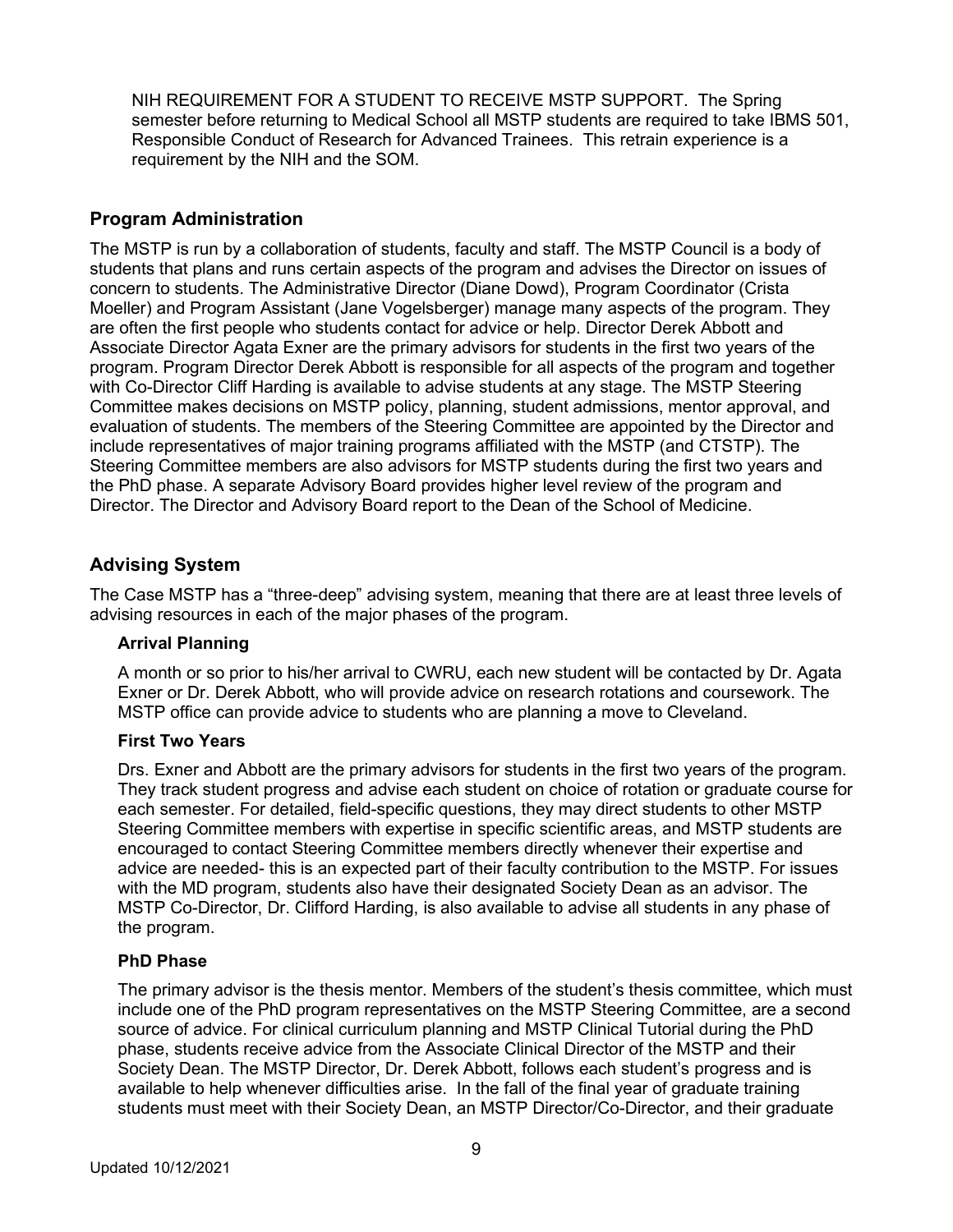NIH REQUIREMENT FOR A STUDENT TO RECEIVE MSTP SUPPORT. The Spring semester before returning to Medical School all MSTP students are required to take IBMS 501, Responsible Conduct of Research for Advanced Trainees. This retrain experience is a requirement by the NIH and the SOM.

## Program Administration

The MSTP is run by a collaboration of students, faculty and staff. The MSTP Council is a body of students that plans and runs certain aspects of the program and advises the Director on issues of concern to students. The Administrative Director (Diane Dowd), Program Coordinator (Crista Moeller) and Program Assistant (Jane Vogelsberger) manage many aspects of the program. They are often the first people who students contact for advice or help. Director Derek Abbott and Associate Director Agata Exner are the primary advisors for students in the first two years of the program. Program Director Derek Abbott is responsible for all aspects of the program and together with Co-Director Cliff Harding is available to advise students at any stage. The MSTP Steering Committee makes decisions on MSTP policy, planning, student admissions, mentor approval, and evaluation of students. The members of the Steering Committee are appointed by the Director and include representatives of major training programs affiliated with the MSTP (and CTSTP). The Steering Committee members are also advisors for MSTP students during the first two years and the PhD phase. A separate Advisory Board provides higher level review of the program and Director. The Director and Advisory Board report to the Dean of the School of Medicine.

## Advising System

The Case MSTP has a "three-deep" advising system, meaning that there are at least three levels of advising resources in each of the major phases of the program.

### Arrival Planning

A month or so prior to his/her arrival to CWRU, each new student will be contacted by Dr. Agata Exner or Dr. Derek Abbott, who will provide advice on research rotations and coursework. The MSTP office can provide advice to students who are planning a move to Cleveland.

### First Two Years

Drs. Exner and Abbott are the primary advisors for students in the first two years of the program. They track student progress and advise each student on choice of rotation or graduate course for each semester. For detailed, field-specific questions, they may direct students to other MSTP Steering Committee members with expertise in specific scientific areas, and MSTP students are encouraged to contact Steering Committee members directly whenever their expertise and advice are needed- this is an expected part of their faculty contribution to the MSTP. For issues with the MD program, students also have their designated Society Dean as an advisor. The MSTP Co-Director, Dr. Clifford Harding, is also available to advise all students in any phase of the program.

### PhD Phase

The primary advisor is the thesis mentor. Members of the student's thesis committee, which must include one of the PhD program representatives on the MSTP Steering Committee, are a second source of advice. For clinical curriculum planning and MSTP Clinical Tutorial during the PhD phase, students receive advice from the Associate Clinical Director of the MSTP and their Society Dean. The MSTP Director, Dr. Derek Abbott, follows each student's progress and is available to help whenever difficulties arise. In the fall of the final year of graduate training students must meet with their Society Dean, an MSTP Director/Co-Director, and their graduate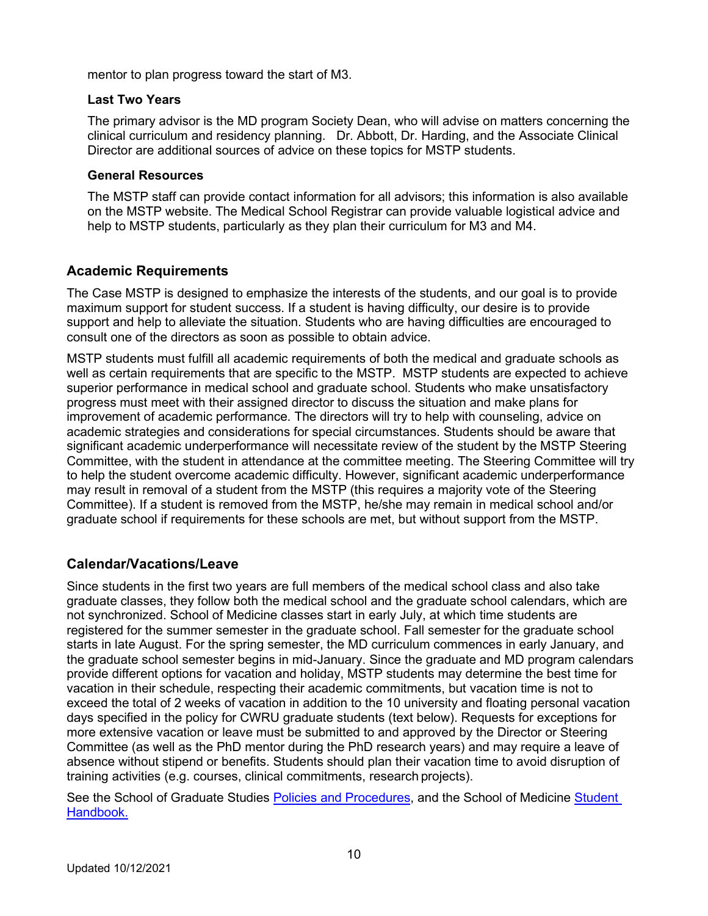mentor to plan progress toward the start of M3.

### Last Two Years

The primary advisor is the MD program Society Dean, who will advise on matters concerning the clinical curriculum and residency planning. Dr. Abbott, Dr. Harding, and the Associate Clinical Director are additional sources of advice on these topics for MSTP students.

### General Resources

The MSTP staff can provide contact information for all advisors; this information is also available on the MSTP website. The Medical School Registrar can provide valuable logistical advice and help to MSTP students, particularly as they plan their curriculum for M3 and M4.

## Academic Requirements

The Case MSTP is designed to emphasize the interests of the students, and our goal is to provide maximum support for student success. If a student is having difficulty, our desire is to provide support and help to alleviate the situation. Students who are having difficulties are encouraged to consult one of the directors as soon as possible to obtain advice.

MSTP students must fulfill all academic requirements of both the medical and graduate schools as well as certain requirements that are specific to the MSTP. MSTP students are expected to achieve superior performance in medical school and graduate school. Students who make unsatisfactory progress must meet with their assigned director to discuss the situation and make plans for improvement of academic performance. The directors will try to help with counseling, advice on academic strategies and considerations for special circumstances. Students should be aware that significant academic underperformance will necessitate review of the student by the MSTP Steering Committee, with the student in attendance at the committee meeting. The Steering Committee will try to help the student overcome academic difficulty. However, significant academic underperformance may result in removal of a student from the MSTP (this requires a majority vote of the Steering Committee). If a student is removed from the MSTP, he/she may remain in medical school and/or graduate school if requirements for these schools are met, but without support from the MSTP.

## Calendar/Vacations/Leave

Since students in the first two years are full members of the medical school class and also take graduate classes, they follow both the medical school and the graduate school calendars, which are not synchronized. School of Medicine classes start in early July, at which time students are registered for the summer semester in the graduate school. Fall semester for the graduate school starts in late August. For the spring semester, the MD curriculum commences in early January, and the graduate school semester begins in mid-January. Since the graduate and MD program calendars provide different options for vacation and holiday, MSTP students may determine the best time for vacation in their schedule, respecting their academic commitments, but vacation time is not to exceed the total of 2 weeks of vacation in addition to the 10 university and floating personal vacation days specified in the policy for CWRU graduate students (text below). Requests for exceptions for more extensive vacation or leave must be submitted to and approved by the Director or Steering Committee (as well as the PhD mentor during the PhD research years) and may require a leave of absence without stipend or benefits. Students should plan their vacation time to avoid disruption of training activities (e.g. courses, clinical commitments, research projects).

See the School of Graduate Studies [Policies and Procedures](), and the School of Medicine [Student Handbook.]()

Updated 10/12/2021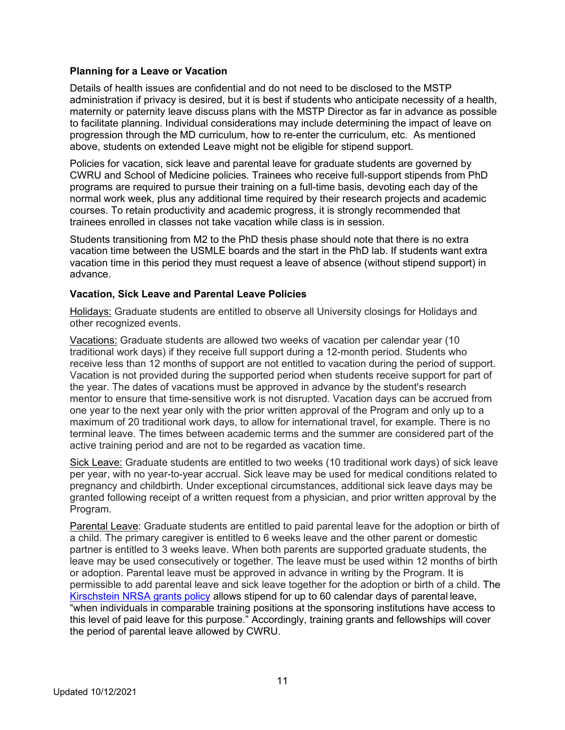**Planning for a Leave or Vacation**

Details of health issues are confidential and do not need to be disclosed to the MSTP administration if privacy is desired, but it is best if students who anticipate necessity of a health, maternity or paternity leave discuss plans with the MSTP Director as far in advance as possible to facilitate planning. Individual considerations may include determining the impact of leave on progression through the MD curriculum, how to re-enter the curriculum, etc. As mentioned above, students on extended Leave might not be eligible for stipend support.

Policies for vacation, sick leave and parental leave for graduate students are governed by CWRU and School of Medicine policies. Trainees who receive full-support stipends from PhD programs are required to pursue their training on a full-time basis, devoting each day of the normal work week, plus any additional time required by their research projects and academic courses. To retain productivity and academic progress, it is strongly recommended that trainees enrolled in classes not take vacation while class is in session.

Students transitioning from M2 to the PhD thesis phase should note that there is no extra vacation time between the USMLE boards and the start in the PhD lab. If students want extra vacation time in this period they must request a leave of absence (without stipend support) in advance.

**Vacation, Sick Leave and Parental Leave Policies**

Holidays: Graduate students are entitled to observe all University closings for Holidays and other recognized events.

Vacations: Graduate students are allowed two weeks of vacation per calendar year (10 traditional work days) if they receive full support during a 12-month period. Students who receive less than 12 months of support are not entitled to vacation during the period of support. Vacation is not provided during the supported period when students receive support for part of the year. The dates of vacations must be approved in advance by the student's research mentor to ensure that time-sensitive work is not disrupted. Vacation days can be accrued from one year to the next year only with the prior written approval of the Program and only up to a maximum of 20 traditional work days, to allow for international travel, for example. There is no terminal leave. The times between academic terms and the summer are considered part of the active training period and are not to be regarded as vacation time.

Sick Leave: Graduate students are entitled to two weeks (10 traditional work days) of sick leave per year, with no year-to-year accrual. Sick leave may be used for medical conditions related to pregnancy and childbirth. Under exceptional circumstances, additional sick leave days may be granted following receipt of a written request from a physician, and prior written approval by the Program.

Parental Leave: Graduate students are entitled to paid parental leave for the adoption or birth of a child. The primary caregiver is entitled to 6 weeks leave and the other parent or domestic partner is entitled to 3 weeks leave. When both parents are supported graduate students, the leave may be used consecutively or together. The leave must be used within 12 months of birth or adoption. Parental leave must be approved in advance in writing by the Program. It is permissible to add parental leave and sick leave together for the adoption or birth of a child. The Kirschstein NRSA grants policy allows stipend for up to 60 calendar days of parental leave, "when individuals in comparable training positions at the sponsoring institutions have access to this level of paid leave for this purpose." Accordingly, training grants and fellowships will cover the period of parental leave allowed by CWRU.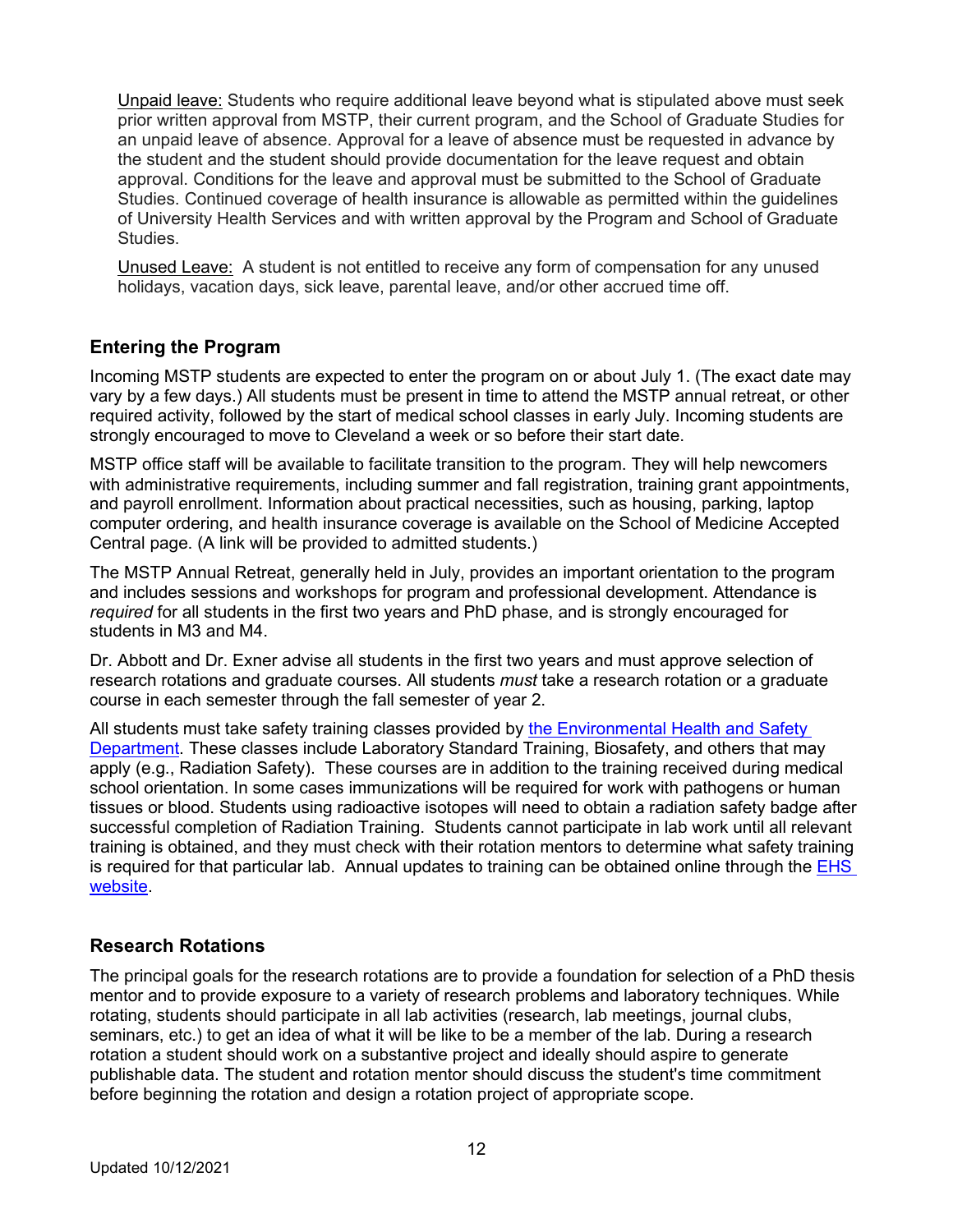Unpaid leave: Students who require additional leave beyond what is stipulated above must seek prior written approval from MSTP, their current program, and the School of Graduate Studies for an unpaid leave of absence. Approval for a leave of absence must be requested in advance by the student and the student should provide documentation for the leave request and obtain approval. Conditions for the leave and approval must be submitted to the School of Graduate Studies. Continued coverage of health insurance is allowable as permitted within the guidelines of University Health Services and with written approval by the Program and School of Graduate Studies.

Unused Leave: A student is not entitled to receive any form of compensation for any unused holidays, vacation days, sick leave, parental leave, and/or other accrued time off.

## Entering the Program

Incoming MSTP students are expected to enter the program on or about July 1. (The exact date may vary by a few days.) All students must be present in time to attend the MSTP annual retreat, or other required activity, followed by the start of medical school classes in early July. Incoming students are strongly encouraged to move to Cleveland a week or so before their start date.

MSTP office staff will be available to facilitate transition to the program. They will help newcomers with administrative requirements, including summer and fall registration, training grant appointments, and payroll enrollment. Information about practical necessities, such as housing, parking, laptop computer ordering, and health insurance coverage is available on the School of Medicine Accepted Central page. (A link will be provided to admitted students.)

The MSTP Annual Retreat, generally held in July, provides an important orientation to the program and includes sessions and workshops for program and professional development. Attendance is *required* for all students in the first two years and PhD phase, and is strongly encouraged for students in M3 and M4.

Dr. Abbott and Dr. Exner advise all students in the first two years and must approve selection of research rotations and graduate courses. All students *must* take a research rotation or a graduate course in each semester through the fall semester of year 2.

All students must take safety training classes provided by the Environmental Health and Safety Department. These classes include Laboratory Standard Training, Biosafety, and others that may apply (e.g., Radiation Safety). These courses are in addition to the training received during medical school orientation. In some cases immunizations will be required for work with pathogens or human tissues or blood. Students using radioactive isotopes will need to obtain a radiation safety badge after successful completion of Radiation Training. Students cannot participate in lab work until all relevant training is obtained, and they must check with their rotation mentors to determine what safety training is required for that particular lab. Annual updates to training can be obtained online through the EHS website.

## Research Rotations

The principal goals for the research rotations are to provide a foundation for selection of a PhD thesis mentor and to provide exposure to a variety of research problems and laboratory techniques. While rotating, students should participate in all lab activities (research, lab meetings, journal clubs, seminars, etc.) to get an idea of what it will be like to be a member of the lab. During a research rotation a student should work on a substantive project and ideally should aspire to generate publishable data. The student and rotation mentor should discuss the student's time commitment before beginning the rotation and design a rotation project of appropriate scope.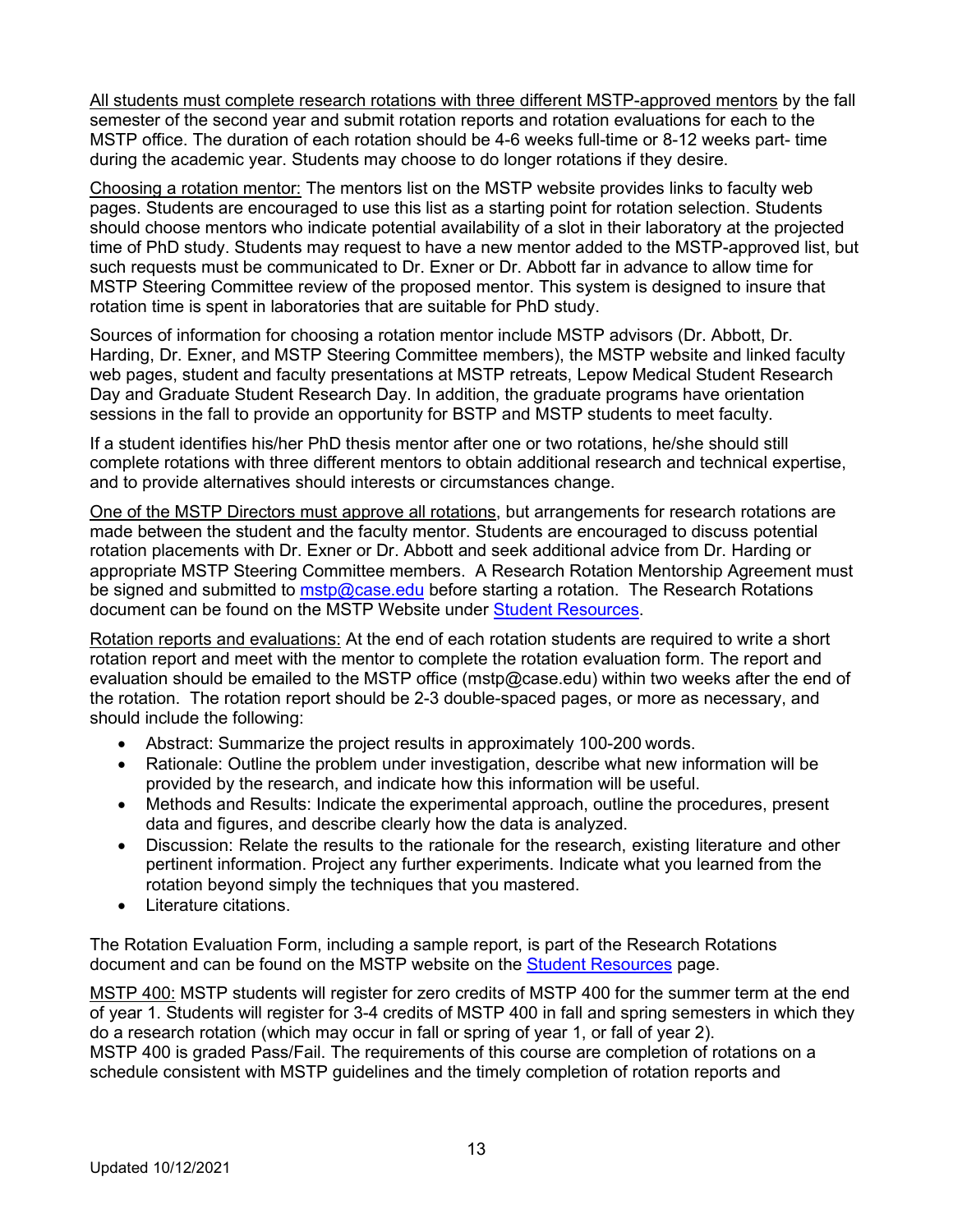All students must complete research rotations with three different MSTP-approved mentors by the fall semester of the second year and submit rotation reports and rotation evaluations for each to the MSTP office. The duration of each rotation should be 4-6 weeks full-time or 8-12 weeks part- time during the academic year. Students may choose to do longer rotations if they desire.

Choosing a rotation mentor: The mentors list on the MSTP website provides links to faculty web pages. Students are encouraged to use this list as a starting point for rotation selection. Students should choose mentors who indicate potential availability of a slot in their laboratory at the projected time of PhD study. Students may request to have a new mentor added to the MSTP-approved list, but such requests must be communicated to Dr. Exner or Dr. Abbott far in advance to allow time for MSTP Steering Committee review of the proposed mentor. This system is designed to insure that rotation time is spent in laboratories that are suitable for PhD study.

Sources of information for choosing a rotation mentor include MSTP advisors (Dr. Abbott, Dr. Harding, Dr. Exner, and MSTP Steering Committee members), the MSTP website and linked faculty web pages, student and faculty presentations at MSTP retreats, Lepow Medical Student Research Day and Graduate Student Research Day. In addition, the graduate programs have orientation sessions in the fall to provide an opportunity for BSTP and MSTP students to meet faculty.

If a student identifies his/her PhD thesis mentor after one or two rotations, he/she should still complete rotations with three different mentors to obtain additional research and technical expertise, and to provide alternatives should interests or circumstances change.

One of the MSTP Directors must approve all rotations, but arrangements for research rotations are made between the student and the faculty mentor. Students are encouraged to discuss potential rotation placements with Dr. Exner or Dr. Abbott and seek additional advice from Dr. Harding or appropriate MSTP Steering Committee members. A Research Rotation Mentorship Agreement must be signed and submitted to [mstp@case.edu](mailto:mstp@case.edu) before starting a rotation. The Research Rotations document can be found on the MSTP Website under Student Resources.

Rotation reports and evaluations: At the end of each rotation students are required to write a short rotation report and meet with the mentor to complete the rotation evaluation form. The report and evaluation should be emailed to the MSTP office (mstp@case.edu) within two weeks after the end of the rotation. The rotation report should be 2-3 double-spaced pages, or more as necessary, and should include the following:

- Abstract: Summarize the project results in approximately 100-200 words.
- Rationale: Outline the problem under investigation, describe what new information will be provided by the research, and indicate how this information will be useful.
- Methods and Results: Indicate the experimental approach, outline the procedures, present data and figures, and describe clearly how the data is analyzed.
- Discussion: Relate the results to the rationale for the research, existing literature and other pertinent information. Project any further experiments. Indicate what you learned from the rotation beyond simply the techniques that you mastered.
- Literature citations.

The Rotation Evaluation Form, including a sample report, is part of the Research Rotations document and can be found on the MSTP website on the Student Resources page.

MSTP 400: MSTP students will register for zero credits of MSTP 400 for the summer term at the end of year 1. Students will register for 3-4 credits of MSTP 400 in fall and spring semesters in which they do a research rotation (which may occur in fall or spring of year 1, or fall of year 2).
MSTP 400 is graded Pass/Fail. The requirements of this course are completion of rotations on a schedule consistent with MSTP guidelines and the timely completion of rotation reports and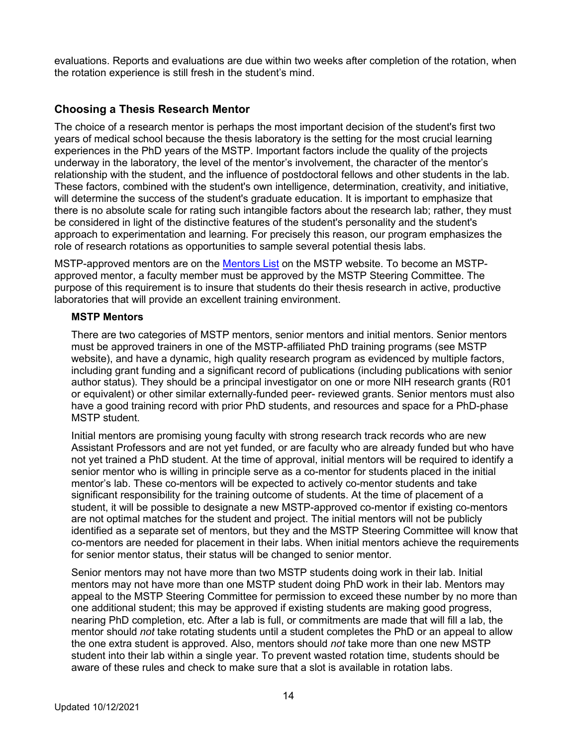evaluations. Reports and evaluations are due within two weeks after completion of the rotation, when the rotation experience is still fresh in the student's mind.

## Choosing a Thesis Research Mentor

The choice of a research mentor is perhaps the most important decision of the student's first two years of medical school because the thesis laboratory is the setting for the most crucial learning experiences in the PhD years of the MSTP. Important factors include the quality of the projects underway in the laboratory, the level of the mentor's involvement, the character of the mentor's relationship with the student, and the influence of postdoctoral fellows and other students in the lab. These factors, combined with the student's own intelligence, determination, creativity, and initiative, will determine the success of the student's graduate education. It is important to emphasize that there is no absolute scale for rating such intangible factors about the research lab; rather, they must be considered in light of the distinctive features of the student's personality and the student's approach to experimentation and learning. For precisely this reason, our program emphasizes the role of research rotations as opportunities to sample several potential thesis labs.

MSTP-approved mentors are on the [Mentors List] on the MSTP website. To become an MSTP-approved mentor, a faculty member must be approved by the MSTP Steering Committee. The purpose of this requirement is to insure that students do their thesis research in active, productive laboratories that will provide an excellent training environment.

### MSTP Mentors

There are two categories of MSTP mentors, senior mentors and initial mentors. Senior mentors must be approved trainers in one of the MSTP-affiliated PhD training programs (see MSTP website), and have a dynamic, high quality research program as evidenced by multiple factors, including grant funding and a significant record of publications (including publications with senior author status). They should be a principal investigator on one or more NIH research grants (R01 or equivalent) or other similar externally-funded peer- reviewed grants. Senior mentors must also have a good training record with prior PhD students, and resources and space for a PhD-phase MSTP student.

Initial mentors are promising young faculty with strong research track records who are new Assistant Professors and are not yet funded, or are faculty who are already funded but who have not yet trained a PhD student. At the time of approval, initial mentors will be required to identify a senior mentor who is willing in principle serve as a co-mentor for students placed in the initial mentor's lab. These co-mentors will be expected to actively co-mentor students and take significant responsibility for the training outcome of students. At the time of placement of a student, it will be possible to designate a new MSTP-approved co-mentor if existing co-mentors are not optimal matches for the student and project. The initial mentors will not be publicly identified as a separate set of mentors, but they and the MSTP Steering Committee will know that co-mentors are needed for placement in their labs. When initial mentors achieve the requirements for senior mentor status, their status will be changed to senior mentor.

Senior mentors may not have more than two MSTP students doing work in their lab. Initial mentors may not have more than one MSTP student doing PhD work in their lab. Mentors may appeal to the MSTP Steering Committee for permission to exceed these number by no more than one additional student; this may be approved if existing students are making good progress, nearing PhD completion, etc. After a lab is full, or commitments are made that will fill a lab, the mentor should *not* take rotating students until a student completes the PhD or an appeal to allow the one extra student is approved. Also, mentors should *not* take more than one new MSTP student into their lab within a single year. To prevent wasted rotation time, students should be aware of these rules and check to make sure that a slot is available in rotation labs.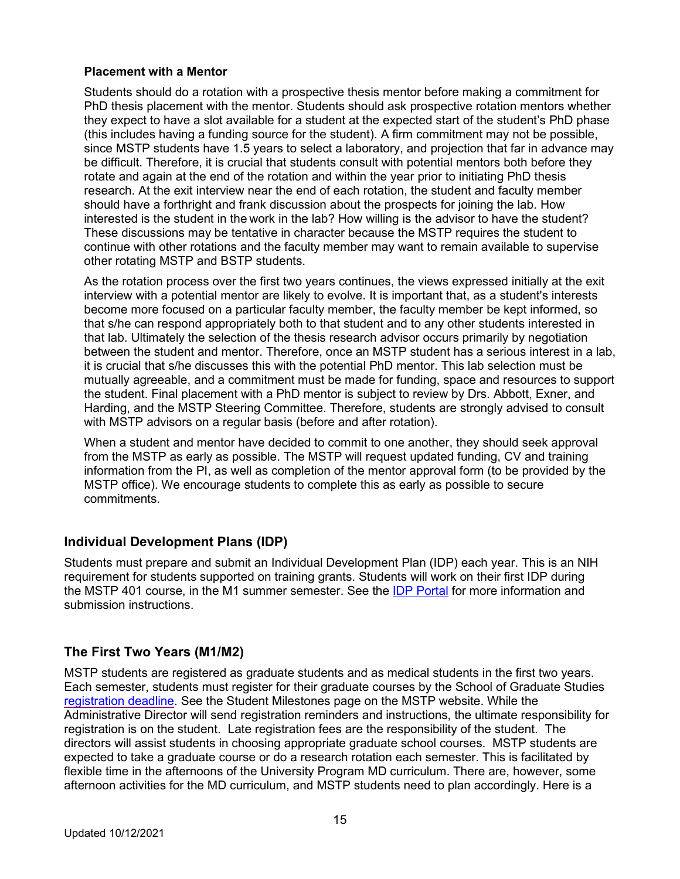### Placement with a Mentor

Students should do a rotation with a prospective thesis mentor before making a commitment for PhD thesis placement with the mentor. Students should ask prospective rotation mentors whether they expect to have a slot available for a student at the expected start of the student's PhD phase (this includes having a funding source for the student). A firm commitment may not be possible, since MSTP students have 1.5 years to select a laboratory, and projection that far in advance may be difficult. Therefore, it is crucial that students consult with potential mentors both before they rotate and again at the end of the rotation and within the year prior to initiating PhD thesis research. At the exit interview near the end of each rotation, the student and faculty member should have a forthright and frank discussion about the prospects for joining the lab. How interested is the student in the work in the lab? How willing is the advisor to have the student? These discussions may be tentative in character because the MSTP requires the student to continue with other rotations and the faculty member may want to remain available to supervise other rotating MSTP and BSTP students.

As the rotation process over the first two years continues, the views expressed initially at the exit interview with a potential mentor are likely to evolve. It is important that, as a student's interests become more focused on a particular faculty member, the faculty member be kept informed, so that s/he can respond appropriately both to that student and to any other students interested in that lab. Ultimately the selection of the thesis research advisor occurs primarily by negotiation between the student and mentor. Therefore, once an MSTP student has a serious interest in a lab, it is crucial that s/he discusses this with the potential PhD mentor. This lab selection must be mutually agreeable, and a commitment must be made for funding, space and resources to support the student. Final placement with a PhD mentor is subject to review by Drs. Abbott, Exner, and Harding, and the MSTP Steering Committee. Therefore, students are strongly advised to consult with MSTP advisors on a regular basis (before and after rotation).

When a student and mentor have decided to commit to one another, they should seek approval from the MSTP as early as possible. The MSTP will request updated funding, CV and training information from the PI, as well as completion of the mentor approval form (to be provided by the MSTP office). We encourage students to complete this as early as possible to secure commitments.

## Individual Development Plans (IDP)

Students must prepare and submit an Individual Development Plan (IDP) each year. This is an NIH requirement for students supported on training grants. Students will work on their first IDP during the MSTP 401 course, in the M1 summer semester. See the IDP Portal for more information and submission instructions.

## The First Two Years (M1/M2)

MSTP students are registered as graduate students and as medical students in the first two years. Each semester, students must register for their graduate courses by the School of Graduate Studies registration deadline. See the Student Milestones page on the MSTP website. While the Administrative Director will send registration reminders and instructions, the ultimate responsibility for registration is on the student. Late registration fees are the responsibility of the student. The directors will assist students in choosing appropriate graduate school courses. MSTP students are expected to take a graduate course or do a research rotation each semester. This is facilitated by flexible time in the afternoons of the University Program MD curriculum. There are, however, some afternoon activities for the MD curriculum, and MSTP students need to plan accordingly. Here is a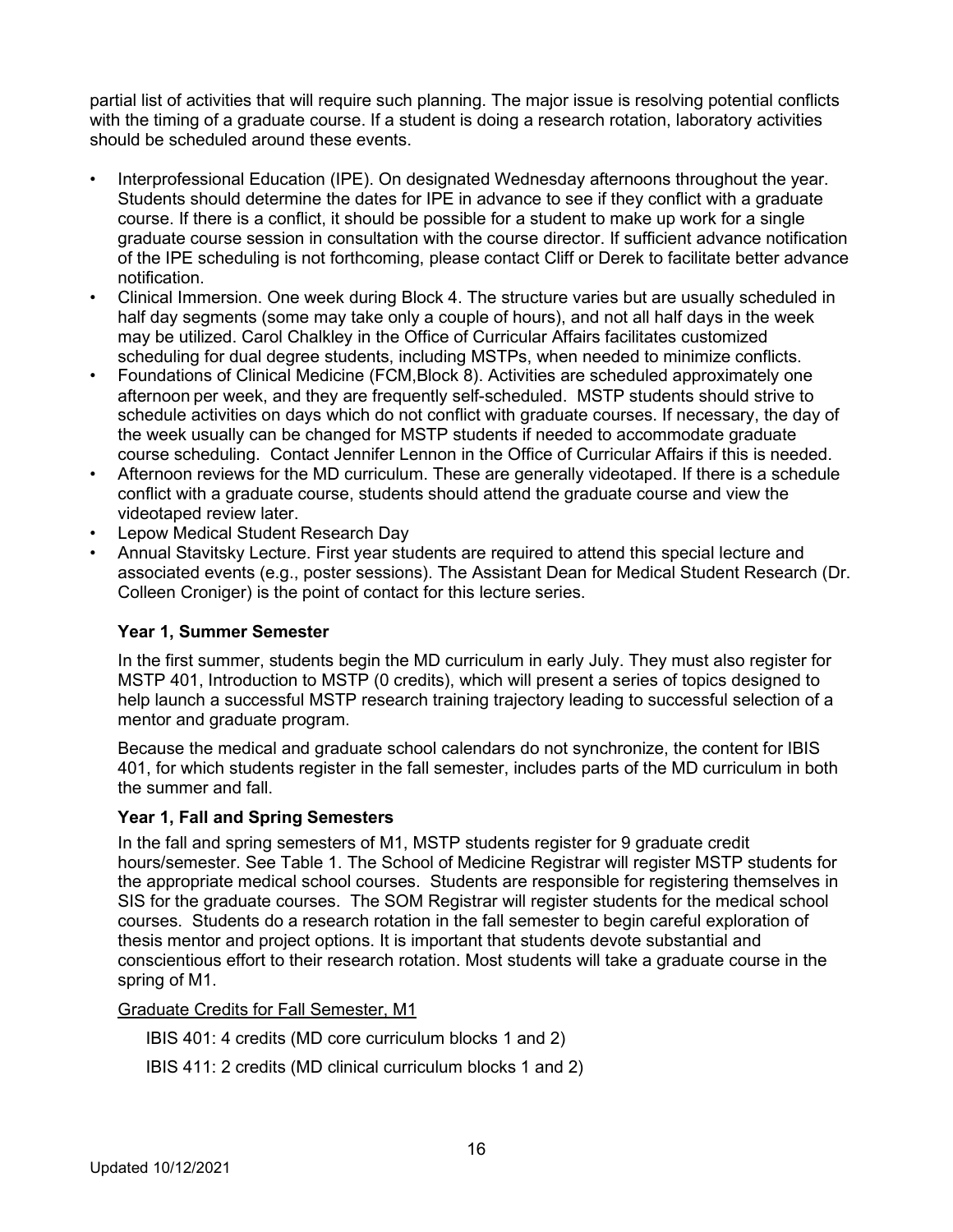partial list of activities that will require such planning. The major issue is resolving potential conflicts with the timing of a graduate course. If a student is doing a research rotation, laboratory activities should be scheduled around these events.

- Interprofessional Education (IPE). On designated Wednesday afternoons throughout the year. Students should determine the dates for IPE in advance to see if they conflict with a graduate course. If there is a conflict, it should be possible for a student to make up work for a single graduate course session in consultation with the course director. If sufficient advance notification of the IPE scheduling is not forthcoming, please contact Cliff or Derek to facilitate better advance notification.
- Clinical Immersion. One week during Block 4. The structure varies but are usually scheduled in half day segments (some may take only a couple of hours), and not all half days in the week may be utilized. Carol Chalkley in the Office of Curricular Affairs facilitates customized scheduling for dual degree students, including MSTPs, when needed to minimize conflicts.
- Foundations of Clinical Medicine (FCM,Block 8). Activities are scheduled approximately one afternoon per week, and they are frequently self-scheduled. MSTP students should strive to schedule activities on days which do not conflict with graduate courses. If necessary, the day of the week usually can be changed for MSTP students if needed to accommodate graduate course scheduling. Contact Jennifer Lennon in the Office of Curricular Affairs if this is needed.
- Afternoon reviews for the MD curriculum. These are generally videotaped. If there is a schedule conflict with a graduate course, students should attend the graduate course and view the videotaped review later.
- Lepow Medical Student Research Day
- Annual Stavitsky Lecture. First year students are required to attend this special lecture and associated events (e.g., poster sessions). The Assistant Dean for Medical Student Research (Dr. Colleen Croniger) is the point of contact for this lecture series.

### Year 1, Summer Semester

In the first summer, students begin the MD curriculum in early July. They must also register for MSTP 401, Introduction to MSTP (0 credits), which will present a series of topics designed to help launch a successful MSTP research training trajectory leading to successful selection of a mentor and graduate program.

Because the medical and graduate school calendars do not synchronize, the content for IBIS 401, for which students register in the fall semester, includes parts of the MD curriculum in both the summer and fall.

### Year 1, Fall and Spring Semesters

In the fall and spring semesters of M1, MSTP students register for 9 graduate credit hours/semester. See Table 1. The School of Medicine Registrar will register MSTP students for the appropriate medical school courses. Students are responsible for registering themselves in SIS for the graduate courses. The SOM Registrar will register students for the medical school courses. Students do a research rotation in the fall semester to begin careful exploration of thesis mentor and project options. It is important that students devote substantial and conscientious effort to their research rotation. Most students will take a graduate course in the spring of M1.

<u>Graduate Credits for Fall Semester, M1</u>

IBIS 401: 4 credits (MD core curriculum blocks 1 and 2)

IBIS 411: 2 credits (MD clinical curriculum blocks 1 and 2)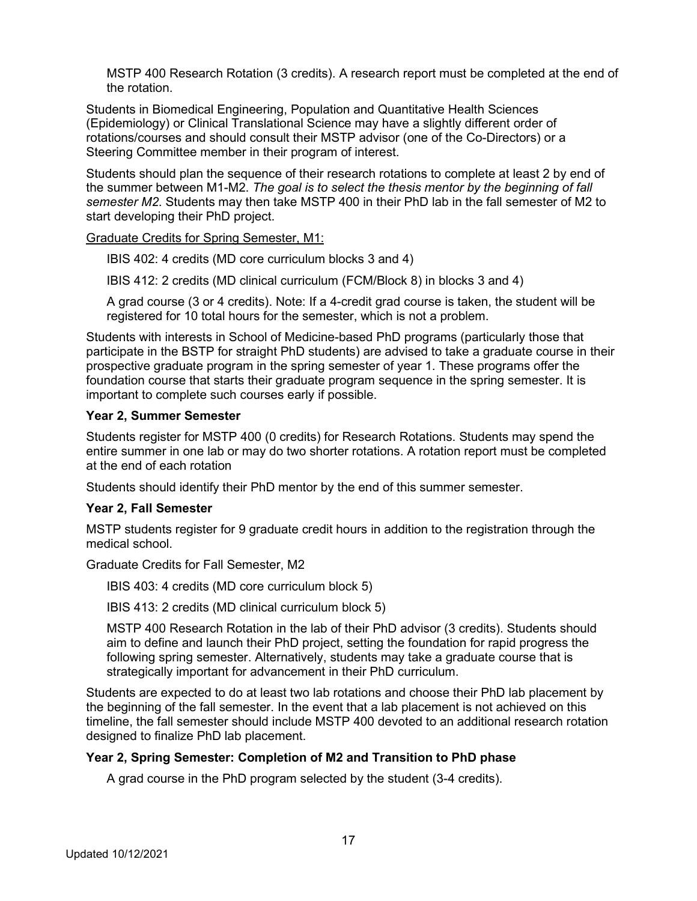MSTP 400 Research Rotation (3 credits). A research report must be completed at the end of the rotation.

Students in Biomedical Engineering, Population and Quantitative Health Sciences (Epidemiology) or Clinical Translational Science may have a slightly different order of rotations/courses and should consult their MSTP advisor (one of the Co-Directors) or a Steering Committee member in their program of interest.

Students should plan the sequence of their research rotations to complete at least 2 by end of the summer between M1-M2. *The goal is to select the thesis mentor by the beginning of fall semester M2.* Students may then take MSTP 400 in their PhD lab in the fall semester of M2 to start developing their PhD project.

<u>Graduate Credits for Spring Semester, M1:</u>

IBIS 402: 4 credits (MD core curriculum blocks 3 and 4)

IBIS 412: 2 credits (MD clinical curriculum (FCM/Block 8) in blocks 3 and 4)

A grad course (3 or 4 credits). Note: If a 4-credit grad course is taken, the student will be registered for 10 total hours for the semester, which is not a problem.

Students with interests in School of Medicine-based PhD programs (particularly those that participate in the BSTP for straight PhD students) are advised to take a graduate course in their prospective graduate program in the spring semester of year 1. These programs offer the foundation course that starts their graduate program sequence in the spring semester. It is important to complete such courses early if possible.

**Year 2, Summer Semester**

Students register for MSTP 400 (0 credits) for Research Rotations. Students may spend the entire summer in one lab or may do two shorter rotations. A rotation report must be completed at the end of each rotation

Students should identify their PhD mentor by the end of this summer semester.

**Year 2, Fall Semester**

MSTP students register for 9 graduate credit hours in addition to the registration through the medical school.

Graduate Credits for Fall Semester, M2

IBIS 403: 4 credits (MD core curriculum block 5)

IBIS 413: 2 credits (MD clinical curriculum block 5)

MSTP 400 Research Rotation in the lab of their PhD advisor (3 credits). Students should aim to define and launch their PhD project, setting the foundation for rapid progress the following spring semester. Alternatively, students may take a graduate course that is strategically important for advancement in their PhD curriculum.

Students are expected to do at least two lab rotations and choose their PhD lab placement by the beginning of the fall semester. In the event that a lab placement is not achieved on this timeline, the fall semester should include MSTP 400 devoted to an additional research rotation designed to finalize PhD lab placement.

**Year 2, Spring Semester: Completion of M2 and Transition to PhD phase**

A grad course in the PhD program selected by the student (3-4 credits).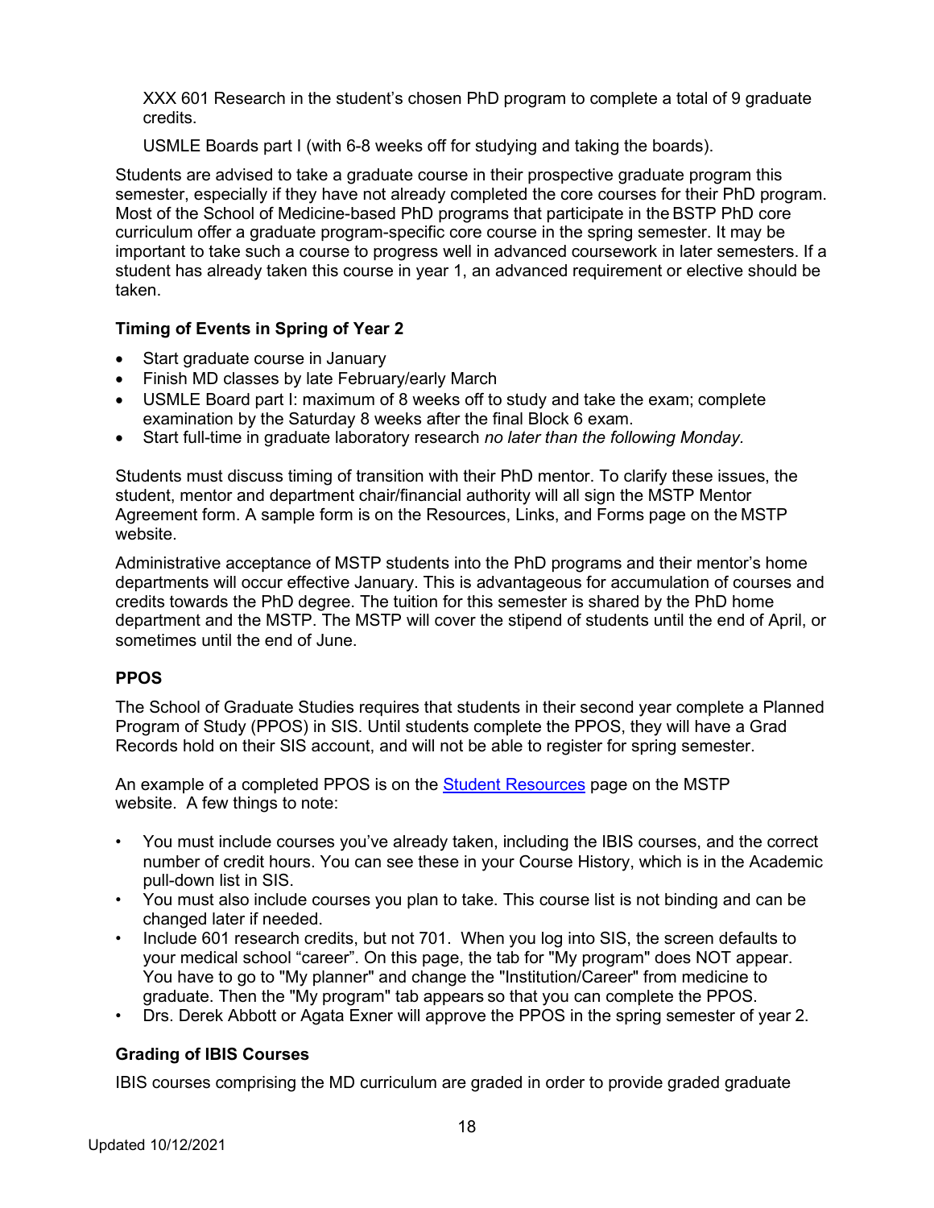XXX 601 Research in the student's chosen PhD program to complete a total of 9 graduate credits.

USMLE Boards part I (with 6-8 weeks off for studying and taking the boards).

Students are advised to take a graduate course in their prospective graduate program this semester, especially if they have not already completed the core courses for their PhD program. Most of the School of Medicine-based PhD programs that participate in the BSTP PhD core curriculum offer a graduate program-specific core course in the spring semester. It may be important to take such a course to progress well in advanced coursework in later semesters. If a student has already taken this course in year 1, an advanced requirement or elective should be taken.

### Timing of Events in Spring of Year 2

- Start graduate course in January
- Finish MD classes by late February/early March
- USMLE Board part I: maximum of 8 weeks off to study and take the exam; complete examination by the Saturday 8 weeks after the final Block 6 exam.
- Start full-time in graduate laboratory research *no later than the following Monday*.

Students must discuss timing of transition with their PhD mentor. To clarify these issues, the student, mentor and department chair/financial authority will all sign the MSTP Mentor Agreement form. A sample form is on the Resources, Links, and Forms page on the MSTP website.

Administrative acceptance of MSTP students into the PhD programs and their mentor's home departments will occur effective January. This is advantageous for accumulation of courses and credits towards the PhD degree. The tuition for this semester is shared by the PhD home department and the MSTP. The MSTP will cover the stipend of students until the end of April, or sometimes until the end of June.

### PPOS

The School of Graduate Studies requires that students in their second year complete a Planned Program of Study (PPOS) in SIS. Until students complete the PPOS, they will have a Grad Records hold on their SIS account, and will not be able to register for spring semester.

An example of a completed PPOS is on the Student Resources page on the MSTP website. A few things to note:

- You must include courses you've already taken, including the IBIS courses, and the correct number of credit hours. You can see these in your Course History, which is in the Academic pull-down list in SIS.
- You must also include courses you plan to take. This course list is not binding and can be changed later if needed.
- Include 601 research credits, but not 701. When you log into SIS, the screen defaults to your medical school "career". On this page, the tab for "My program" does NOT appear. You have to go to "My planner" and change the "Institution/Career" from medicine to graduate. Then the "My program" tab appears so that you can complete the PPOS.
- Drs. Derek Abbott or Agata Exner will approve the PPOS in the spring semester of year 2.

### Grading of IBIS Courses

IBIS courses comprising the MD curriculum are graded in order to provide graded graduate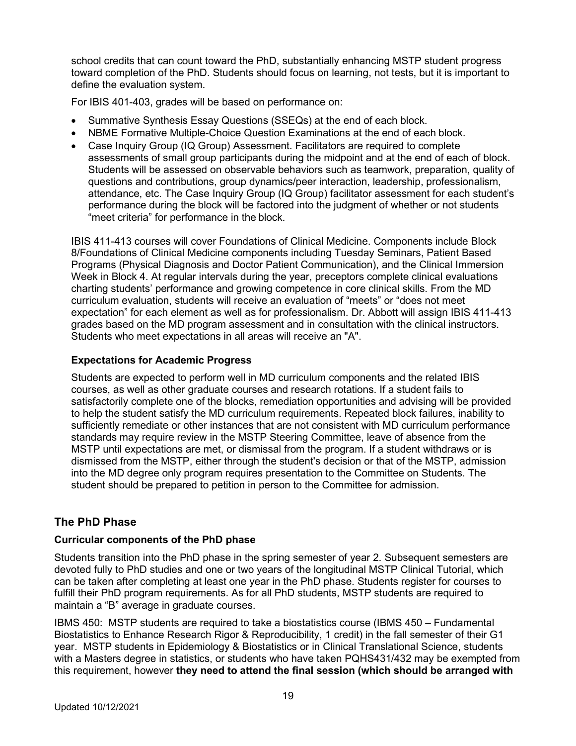school credits that can count toward the PhD, substantially enhancing MSTP student progress toward completion of the PhD. Students should focus on learning, not tests, but it is important to define the evaluation system.

For IBIS 401-403, grades will be based on performance on:

- Summative Synthesis Essay Questions (SSEQs) at the end of each block.
- NBME Formative Multiple-Choice Question Examinations at the end of each block.
- Case Inquiry Group (IQ Group) Assessment. Facilitators are required to complete assessments of small group participants during the midpoint and at the end of each of block. Students will be assessed on observable behaviors such as teamwork, preparation, quality of questions and contributions, group dynamics/peer interaction, leadership, professionalism, attendance, etc. The Case Inquiry Group (IQ Group) facilitator assessment for each student's performance during the block will be factored into the judgment of whether or not students "meet criteria" for performance in the block.

IBIS 411-413 courses will cover Foundations of Clinical Medicine. Components include Block 8/Foundations of Clinical Medicine components including Tuesday Seminars, Patient Based Programs (Physical Diagnosis and Doctor Patient Communication), and the Clinical Immersion Week in Block 4. At regular intervals during the year, preceptors complete clinical evaluations charting students' performance and growing competence in core clinical skills. From the MD curriculum evaluation, students will receive an evaluation of "meets" or "does not meet expectation" for each element as well as for professionalism. Dr. Abbott will assign IBIS 411-413 grades based on the MD program assessment and in consultation with the clinical instructors. Students who meet expectations in all areas will receive an "A".

### Expectations for Academic Progress

Students are expected to perform well in MD curriculum components and the related IBIS courses, as well as other graduate courses and research rotations. If a student fails to satisfactorily complete one of the blocks, remediation opportunities and advising will be provided to help the student satisfy the MD curriculum requirements. Repeated block failures, inability to sufficiently remediate or other instances that are not consistent with MD curriculum performance standards may require review in the MSTP Steering Committee, leave of absence from the MSTP until expectations are met, or dismissal from the program. If a student withdraws or is dismissed from the MSTP, either through the student's decision or that of the MSTP, admission into the MD degree only program requires presentation to the Committee on Students. The student should be prepared to petition in person to the Committee for admission.

## The PhD Phase

### Curricular components of the PhD phase

Students transition into the PhD phase in the spring semester of year 2. Subsequent semesters are devoted fully to PhD studies and one or two years of the longitudinal MSTP Clinical Tutorial, which can be taken after completing at least one year in the PhD phase. Students register for courses to fulfill their PhD program requirements. As for all PhD students, MSTP students are required to maintain a "B" average in graduate courses.

IBMS 450: MSTP students are required to take a biostatistics course (IBMS 450 – Fundamental Biostatistics to Enhance Research Rigor & Reproducibility, 1 credit) in the fall semester of their G1 year. MSTP students in Epidemiology & Biostatistics or in Clinical Translational Science, students with a Masters degree in statistics, or students who have taken PQHS431/432 may be exempted from this requirement, however **they need to attend the final session (which should be arranged with**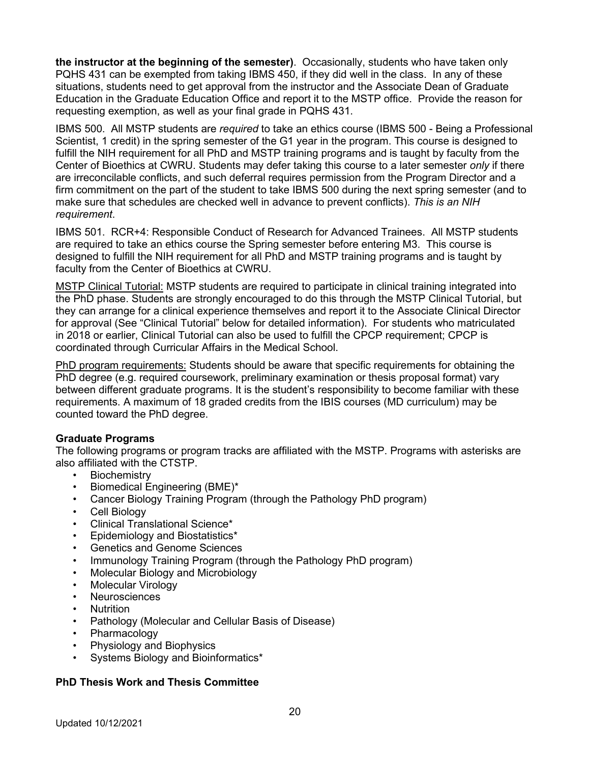**the instructor at the beginning of the semester)**. Occasionally, students who have taken only PQHS 431 can be exempted from taking IBMS 450, if they did well in the class. In any of these situations, students need to get approval from the instructor and the Associate Dean of Graduate Education in the Graduate Education Office and report it to the MSTP office. Provide the reason for requesting exemption, as well as your final grade in PQHS 431.

IBMS 500. All MSTP students are *required* to take an ethics course (IBMS 500 - Being a Professional Scientist, 1 credit) in the spring semester of the G1 year in the program. This course is designed to fulfill the NIH requirement for all PhD and MSTP training programs and is taught by faculty from the Center of Bioethics at CWRU. Students may defer taking this course to a later semester *only* if there are irreconcilable conflicts, and such deferral requires permission from the Program Director and a firm commitment on the part of the student to take IBMS 500 during the next spring semester (and to make sure that schedules are checked well in advance to prevent conflicts). *This is an NIH requirement*.

IBMS 501. RCR+4: Responsible Conduct of Research for Advanced Trainees. All MSTP students are required to take an ethics course the Spring semester before entering M3. This course is designed to fulfill the NIH requirement for all PhD and MSTP training programs and is taught by faculty from the Center of Bioethics at CWRU.

<u>MSTP Clinical Tutorial:</u> MSTP students are required to participate in clinical training integrated into the PhD phase. Students are strongly encouraged to do this through the MSTP Clinical Tutorial, but they can arrange for a clinical experience themselves and report it to the Associate Clinical Director for approval (See "Clinical Tutorial" below for detailed information). For students who matriculated in 2018 or earlier, Clinical Tutorial can also be used to fulfill the CPCP requirement; CPCP is coordinated through Curricular Affairs in the Medical School.

<u>PhD program requirements:</u> Students should be aware that specific requirements for obtaining the PhD degree (e.g. required coursework, preliminary examination or thesis proposal format) vary between different graduate programs. It is the student's responsibility to become familiar with these requirements. A maximum of 18 graded credits from the IBIS courses (MD curriculum) may be counted toward the PhD degree.

**Graduate Programs**

The following programs or program tracks are affiliated with the MSTP. Programs with asterisks are also affiliated with the CTSTP.

- Biochemistry
- Biomedical Engineering (BME)*
- Cancer Biology Training Program (through the Pathology PhD program)
- Cell Biology
- Clinical Translational Science*
- Epidemiology and Biostatistics*
- Genetics and Genome Sciences
- Immunology Training Program (through the Pathology PhD program)
- Molecular Biology and Microbiology
- Molecular Virology
- Neurosciences
- Nutrition
- Pathology (Molecular and Cellular Basis of Disease)
- Pharmacology
- Physiology and Biophysics
- Systems Biology and Bioinformatics*

**PhD Thesis Work and Thesis Committee**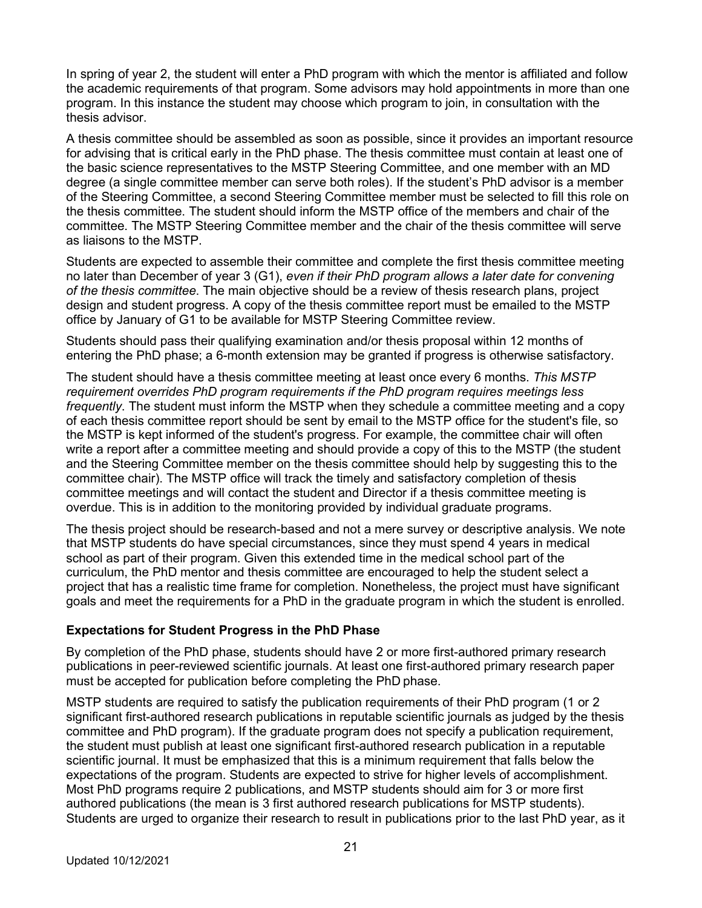In spring of year 2, the student will enter a PhD program with which the mentor is affiliated and follow the academic requirements of that program. Some advisors may hold appointments in more than one program. In this instance the student may choose which program to join, in consultation with the thesis advisor.

A thesis committee should be assembled as soon as possible, since it provides an important resource for advising that is critical early in the PhD phase. The thesis committee must contain at least one of the basic science representatives to the MSTP Steering Committee, and one member with an MD degree (a single committee member can serve both roles). If the student's PhD advisor is a member of the Steering Committee, a second Steering Committee member must be selected to fill this role on the thesis committee. The student should inform the MSTP office of the members and chair of the committee. The MSTP Steering Committee member and the chair of the thesis committee will serve as liaisons to the MSTP.

Students are expected to assemble their committee and complete the first thesis committee meeting no later than December of year 3 (G1), *even if their PhD program allows a later date for convening of the thesis committee*. The main objective should be a review of thesis research plans, project design and student progress. A copy of the thesis committee report must be emailed to the MSTP office by January of G1 to be available for MSTP Steering Committee review.

Students should pass their qualifying examination and/or thesis proposal within 12 months of entering the PhD phase; a 6-month extension may be granted if progress is otherwise satisfactory.

The student should have a thesis committee meeting at least once every 6 months. *This MSTP requirement overrides PhD program requirements if the PhD program requires meetings less frequently*. The student must inform the MSTP when they schedule a committee meeting and a copy of each thesis committee report should be sent by email to the MSTP office for the student's file, so the MSTP is kept informed of the student's progress. For example, the committee chair will often write a report after a committee meeting and should provide a copy of this to the MSTP (the student and the Steering Committee member on the thesis committee should help by suggesting this to the committee chair). The MSTP office will track the timely and satisfactory completion of thesis committee meetings and will contact the student and Director if a thesis committee meeting is overdue. This is in addition to the monitoring provided by individual graduate programs.

The thesis project should be research-based and not a mere survey or descriptive analysis. We note that MSTP students do have special circumstances, since they must spend 4 years in medical school as part of their program. Given this extended time in the medical school part of the curriculum, the PhD mentor and thesis committee are encouraged to help the student select a project that has a realistic time frame for completion. Nonetheless, the project must have significant goals and meet the requirements for a PhD in the graduate program in which the student is enrolled.

### Expectations for Student Progress in the PhD Phase

By completion of the PhD phase, students should have 2 or more first-authored primary research publications in peer-reviewed scientific journals. At least one first-authored primary research paper must be accepted for publication before completing the PhD phase.

MSTP students are required to satisfy the publication requirements of their PhD program (1 or 2 significant first-authored research publications in reputable scientific journals as judged by the thesis committee and PhD program). If the graduate program does not specify a publication requirement, the student must publish at least one significant first-authored research publication in a reputable scientific journal. It must be emphasized that this is a minimum requirement that falls below the expectations of the program. Students are expected to strive for higher levels of accomplishment. Most PhD programs require 2 publications, and MSTP students should aim for 3 or more first authored publications (the mean is 3 first authored research publications for MSTP students). Students are urged to organize their research to result in publications prior to the last PhD year, as it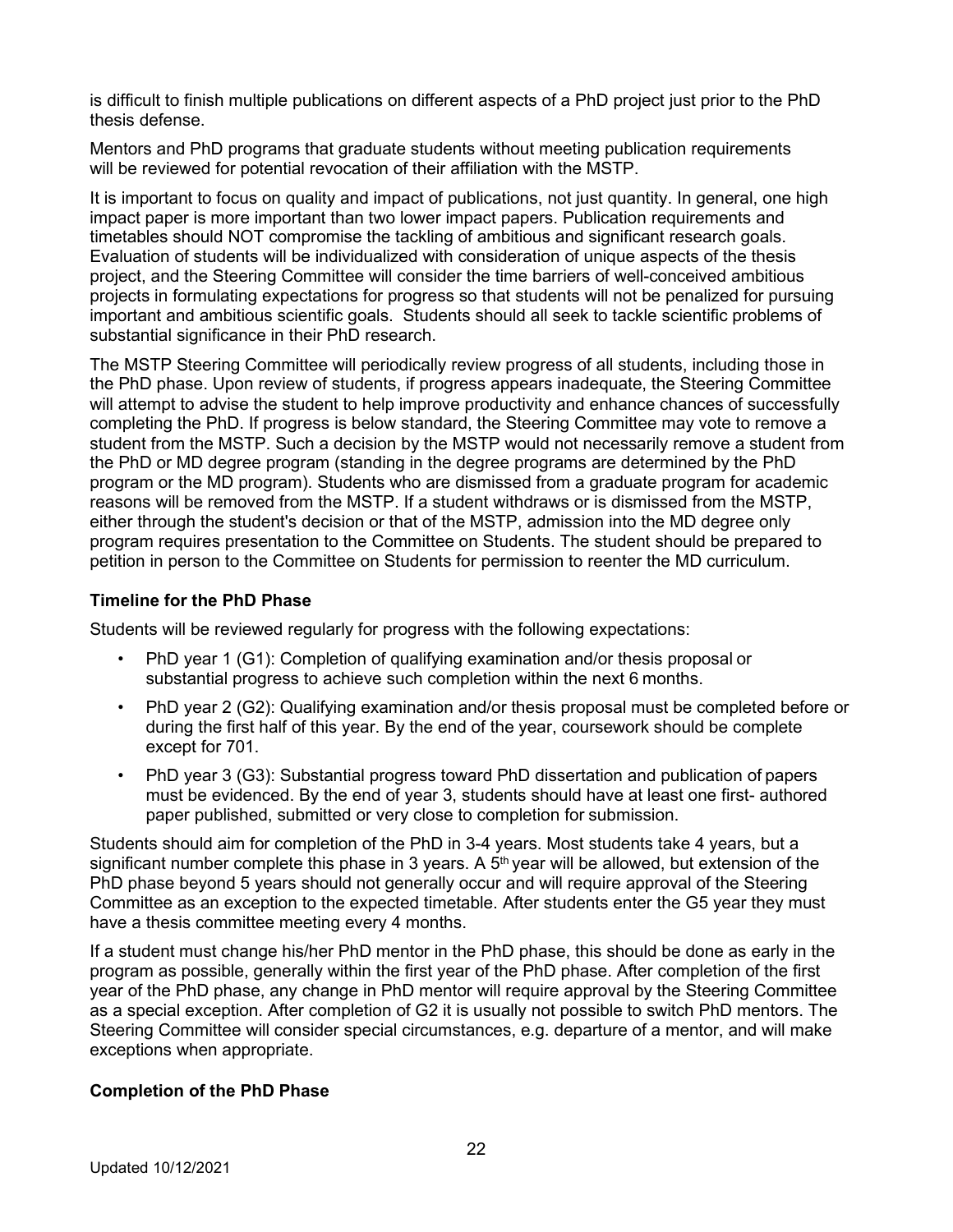is difficult to finish multiple publications on different aspects of a PhD project just prior to the PhD thesis defense.

Mentors and PhD programs that graduate students without meeting publication requirements will be reviewed for potential revocation of their affiliation with the MSTP.

It is important to focus on quality and impact of publications, not just quantity. In general, one high impact paper is more important than two lower impact papers. Publication requirements and timetables should NOT compromise the tackling of ambitious and significant research goals. Evaluation of students will be individualized with consideration of unique aspects of the thesis project, and the Steering Committee will consider the time barriers of well-conceived ambitious projects in formulating expectations for progress so that students will not be penalized for pursuing important and ambitious scientific goals. Students should all seek to tackle scientific problems of substantial significance in their PhD research.

The MSTP Steering Committee will periodically review progress of all students, including those in the PhD phase. Upon review of students, if progress appears inadequate, the Steering Committee will attempt to advise the student to help improve productivity and enhance chances of successfully completing the PhD. If progress is below standard, the Steering Committee may vote to remove a student from the MSTP. Such a decision by the MSTP would not necessarily remove a student from the PhD or MD degree program (standing in the degree programs are determined by the PhD program or the MD program). Students who are dismissed from a graduate program for academic reasons will be removed from the MSTP. If a student withdraws or is dismissed from the MSTP, either through the student's decision or that of the MSTP, admission into the MD degree only program requires presentation to the Committee on Students. The student should be prepared to petition in person to the Committee on Students for permission to reenter the MD curriculum.

### Timeline for the PhD Phase

Students will be reviewed regularly for progress with the following expectations:

- PhD year 1 (G1): Completion of qualifying examination and/or thesis proposal or substantial progress to achieve such completion within the next 6 months.
- PhD year 2 (G2): Qualifying examination and/or thesis proposal must be completed before or during the first half of this year. By the end of the year, coursework should be complete except for 701.
- PhD year 3 (G3): Substantial progress toward PhD dissertation and publication of papers must be evidenced. By the end of year 3, students should have at least one first- authored paper published, submitted or very close to completion for submission.

Students should aim for completion of the PhD in 3-4 years. Most students take 4 years, but a significant number complete this phase in 3 years. A 5th year will be allowed, but extension of the PhD phase beyond 5 years should not generally occur and will require approval of the Steering Committee as an exception to the expected timetable. After students enter the G5 year they must have a thesis committee meeting every 4 months.

If a student must change his/her PhD mentor in the PhD phase, this should be done as early in the program as possible, generally within the first year of the PhD phase. After completion of the first year of the PhD phase, any change in PhD mentor will require approval by the Steering Committee as a special exception. After completion of G2 it is usually not possible to switch PhD mentors. The Steering Committee will consider special circumstances, e.g. departure of a mentor, and will make exceptions when appropriate.

### Completion of the PhD Phase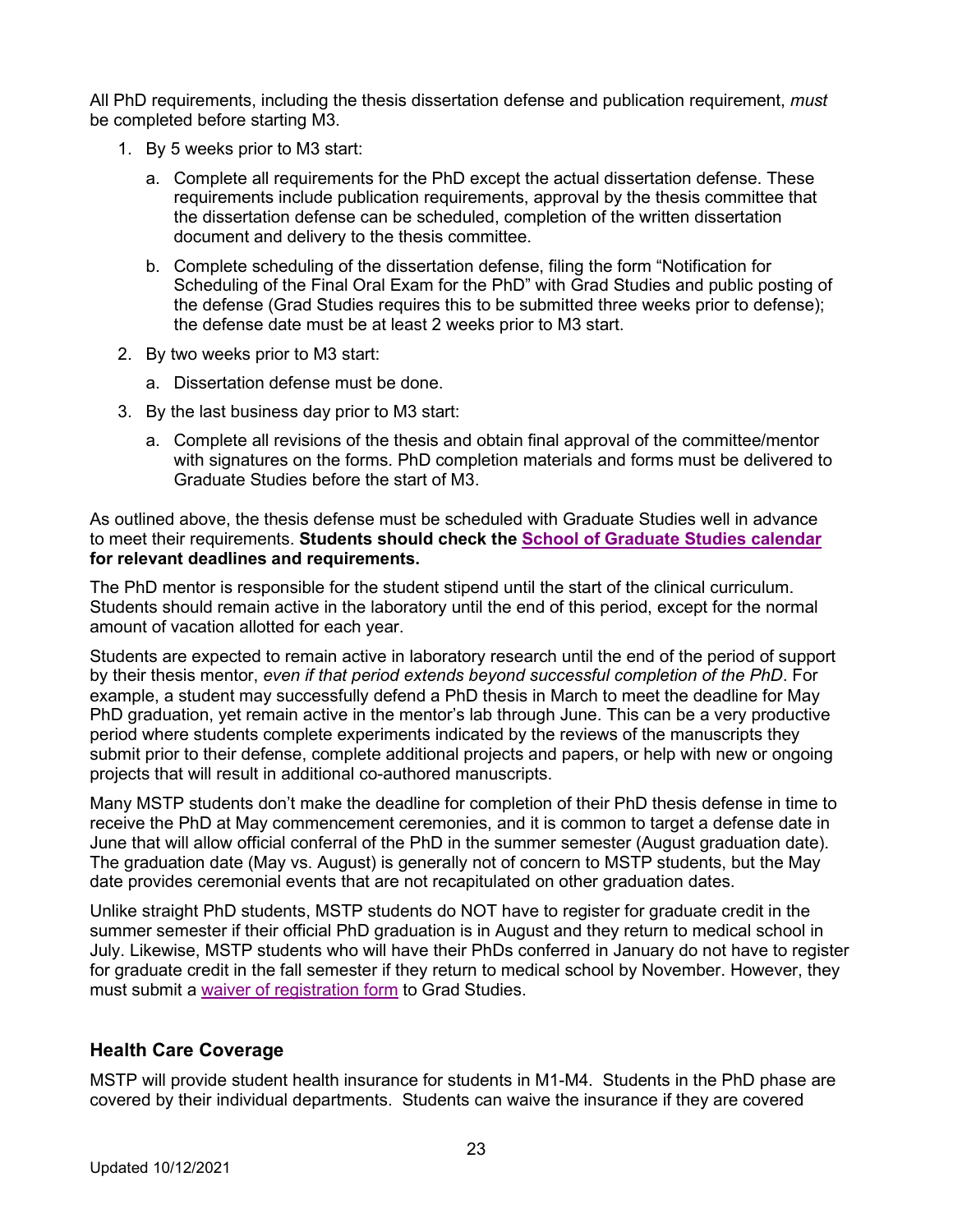All PhD requirements, including the thesis dissertation defense and publication requirement, *must* be completed before starting M3.

1. By 5 weeks prior to M3 start:
   a. Complete all requirements for the PhD except the actual dissertation defense. These requirements include publication requirements, approval by the thesis committee that the dissertation defense can be scheduled, completion of the written dissertation document and delivery to the thesis committee.
   b. Complete scheduling of the dissertation defense, filing the form "Notification for Scheduling of the Final Oral Exam for the PhD" with Grad Studies and public posting of the defense (Grad Studies requires this to be submitted three weeks prior to defense); the defense date must be at least 2 weeks prior to M3 start.
2. By two weeks prior to M3 start:
   a. Dissertation defense must be done.
3. By the last business day prior to M3 start:
   a. Complete all revisions of the thesis and obtain final approval of the committee/mentor with signatures on the forms. PhD completion materials and forms must be delivered to Graduate Studies before the start of M3.

As outlined above, the thesis defense must be scheduled with Graduate Studies well in advance to meet their requirements. **Students should check the School of Graduate Studies calendar for relevant deadlines and requirements.**

The PhD mentor is responsible for the student stipend until the start of the clinical curriculum. Students should remain active in the laboratory until the end of this period, except for the normal amount of vacation allotted for each year.

Students are expected to remain active in laboratory research until the end of the period of support by their thesis mentor, *even if that period extends beyond successful completion of the PhD*. For example, a student may successfully defend a PhD thesis in March to meet the deadline for May PhD graduation, yet remain active in the mentor's lab through June. This can be a very productive period where students complete experiments indicated by the reviews of the manuscripts they submit prior to their defense, complete additional projects and papers, or help with new or ongoing projects that will result in additional co-authored manuscripts.

Many MSTP students don't make the deadline for completion of their PhD thesis defense in time to receive the PhD at May commencement ceremonies, and it is common to target a defense date in June that will allow official conferral of the PhD in the summer semester (August graduation date). The graduation date (May vs. August) is generally not of concern to MSTP students, but the May date provides ceremonial events that are not recapitulated on other graduation dates.

Unlike straight PhD students, MSTP students do NOT have to register for graduate credit in the summer semester if their official PhD graduation is in August and they return to medical school in July. Likewise, MSTP students who will have their PhDs conferred in January do not have to register for graduate credit in the fall semester if they return to medical school by November. However, they must submit a waiver of registration form to Grad Studies.

## Health Care Coverage

MSTP will provide student health insurance for students in M1-M4. Students in the PhD phase are covered by their individual departments. Students can waive the insurance if they are covered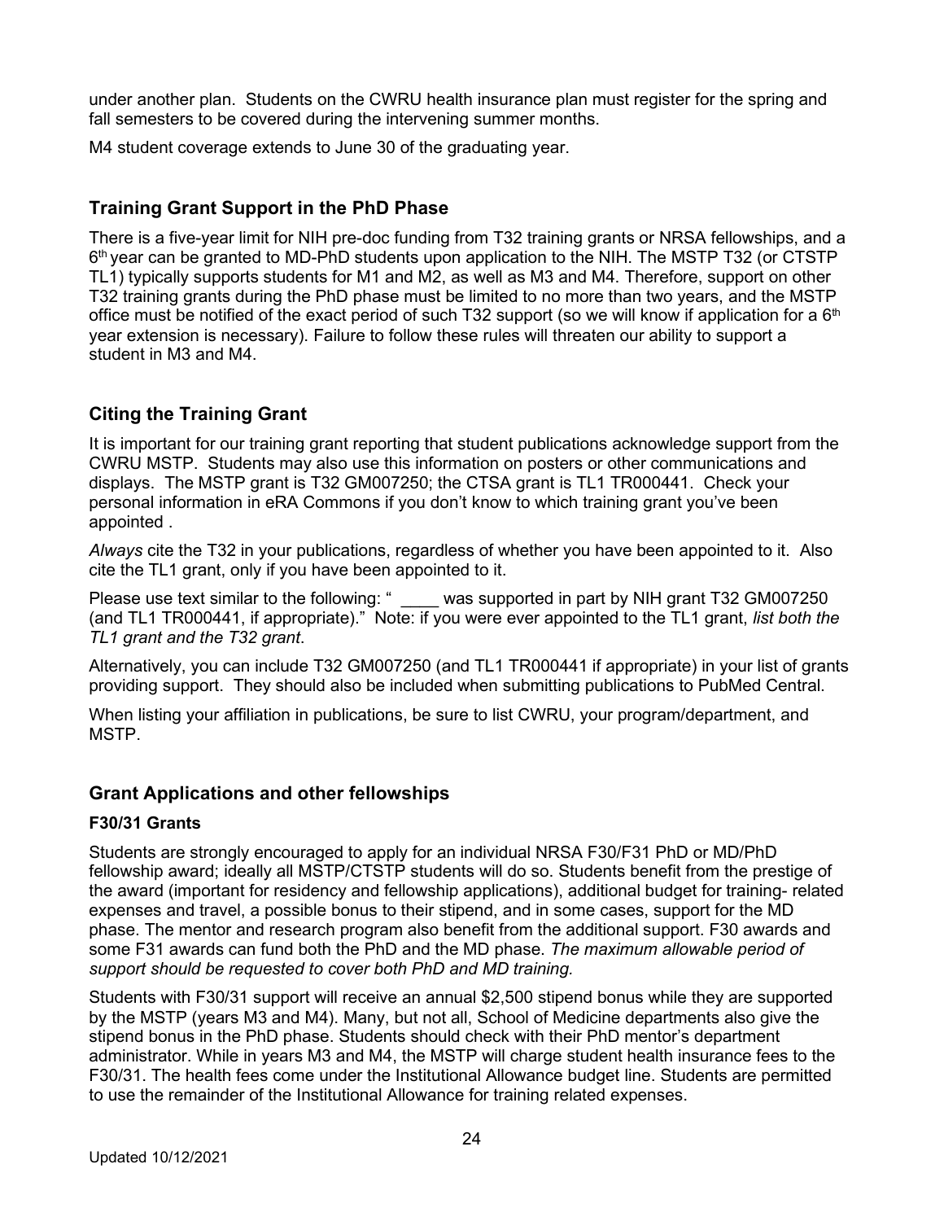under another plan. Students on the CWRU health insurance plan must register for the spring and fall semesters to be covered during the intervening summer months.

M4 student coverage extends to June 30 of the graduating year.

## Training Grant Support in the PhD Phase

There is a five-year limit for NIH pre-doc funding from T32 training grants or NRSA fellowships, and a 6th year can be granted to MD-PhD students upon application to the NIH. The MSTP T32 (or CTSTP TL1) typically supports students for M1 and M2, as well as M3 and M4. Therefore, support on other T32 training grants during the PhD phase must be limited to no more than two years, and the MSTP office must be notified of the exact period of such T32 support (so we will know if application for a 6th year extension is necessary). Failure to follow these rules will threaten our ability to support a student in M3 and M4.

## Citing the Training Grant

It is important for our training grant reporting that student publications acknowledge support from the CWRU MSTP. Students may also use this information on posters or other communications and displays. The MSTP grant is T32 GM007250; the CTSA grant is TL1 TR000441. Check your personal information in eRA Commons if you don't know to which training grant you've been appointed .

*Always* cite the T32 in your publications, regardless of whether you have been appointed to it. Also cite the TL1 grant, only if you have been appointed to it.

Please use text similar to the following: " ____ was supported in part by NIH grant T32 GM007250 (and TL1 TR000441, if appropriate)." Note: if you were ever appointed to the TL1 grant, *list both the TL1 grant and the T32 grant*.

Alternatively, you can include T32 GM007250 (and TL1 TR000441 if appropriate) in your list of grants providing support. They should also be included when submitting publications to PubMed Central.

When listing your affiliation in publications, be sure to list CWRU, your program/department, and MSTP.

## Grant Applications and other fellowships

### F30/31 Grants

Students are strongly encouraged to apply for an individual NRSA F30/F31 PhD or MD/PhD fellowship award; ideally all MSTP/CTSTP students will do so. Students benefit from the prestige of the award (important for residency and fellowship applications), additional budget for training- related expenses and travel, a possible bonus to their stipend, and in some cases, support for the MD phase. The mentor and research program also benefit from the additional support. F30 awards and some F31 awards can fund both the PhD and the MD phase. *The maximum allowable period of support should be requested to cover both PhD and MD training.*

Students with F30/31 support will receive an annual $2,500 stipend bonus while they are supported by the MSTP (years M3 and M4). Many, but not all, School of Medicine departments also give the stipend bonus in the PhD phase. Students should check with their PhD mentor's department administrator. While in years M3 and M4, the MSTP will charge student health insurance fees to the F30/31. The health fees come under the Institutional Allowance budget line. Students are permitted to use the remainder of the Institutional Allowance for training related expenses.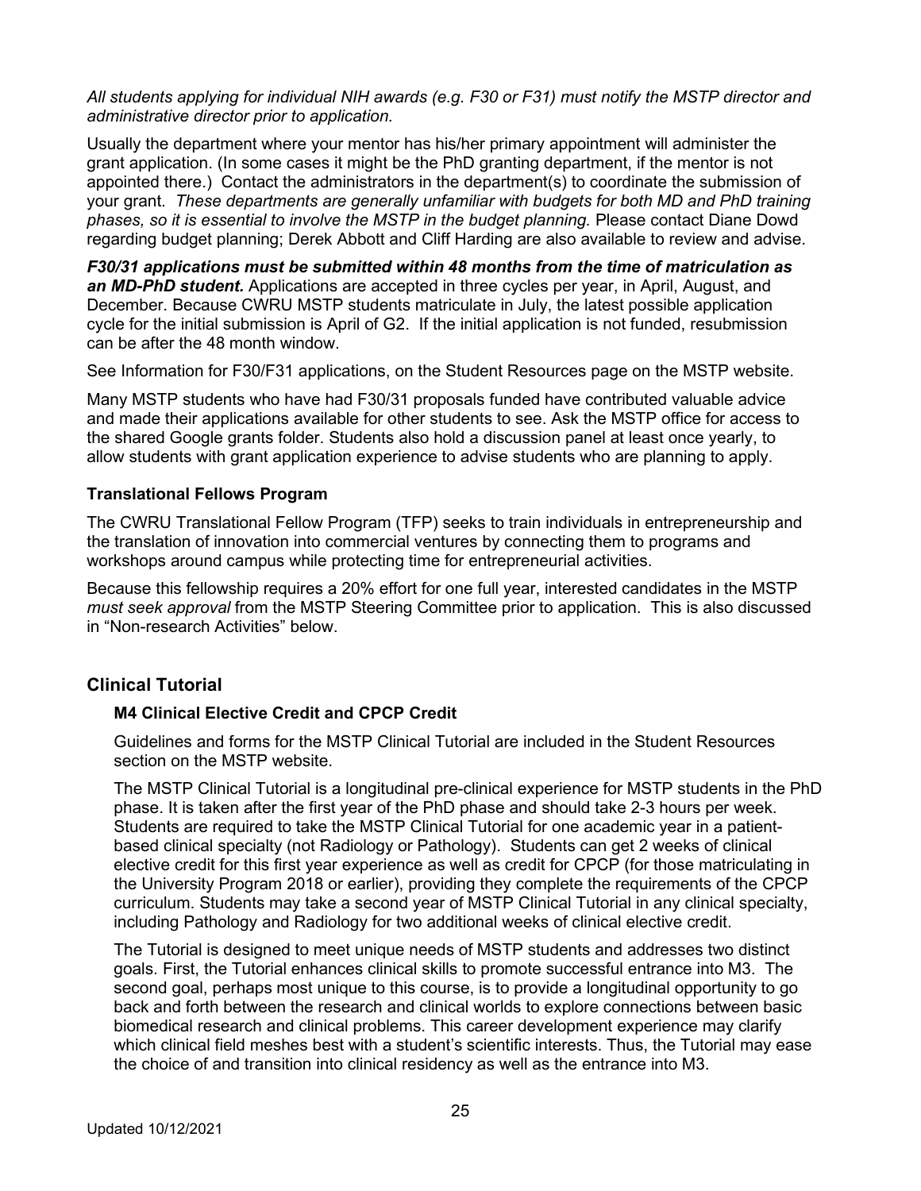*All students applying for individual NIH awards (e.g. F30 or F31) must notify the MSTP director and administrative director prior to application.*

Usually the department where your mentor has his/her primary appointment will administer the grant application. (In some cases it might be the PhD granting department, if the mentor is not appointed there.) Contact the administrators in the department(s) to coordinate the submission of your grant. *These departments are generally unfamiliar with budgets for both MD and PhD training phases, so it is essential to involve the MSTP in the budget planning.* Please contact Diane Dowd regarding budget planning; Derek Abbott and Cliff Harding are also available to review and advise.

***F30/31 applications must be submitted within 48 months from the time of matriculation as an MD-PhD student.*** Applications are accepted in three cycles per year, in April, August, and December. Because CWRU MSTP students matriculate in July, the latest possible application cycle for the initial submission is April of G2. If the initial application is not funded, resubmission can be after the 48 month window.

See Information for F30/F31 applications, on the Student Resources page on the MSTP website.

Many MSTP students who have had F30/31 proposals funded have contributed valuable advice and made their applications available for other students to see. Ask the MSTP office for access to the shared Google grants folder. Students also hold a discussion panel at least once yearly, to allow students with grant application experience to advise students who are planning to apply.

**Translational Fellows Program**

The CWRU Translational Fellow Program (TFP) seeks to train individuals in entrepreneurship and the translation of innovation into commercial ventures by connecting them to programs and workshops around campus while protecting time for entrepreneurial activities.

Because this fellowship requires a 20% effort for one full year, interested candidates in the MSTP *must seek approval* from the MSTP Steering Committee prior to application. This is also discussed in "Non-research Activities" below.

## Clinical Tutorial

### M4 Clinical Elective Credit and CPCP Credit

Guidelines and forms for the MSTP Clinical Tutorial are included in the Student Resources section on the MSTP website.

The MSTP Clinical Tutorial is a longitudinal pre-clinical experience for MSTP students in the PhD phase. It is taken after the first year of the PhD phase and should take 2-3 hours per week. Students are required to take the MSTP Clinical Tutorial for one academic year in a patient-based clinical specialty (not Radiology or Pathology). Students can get 2 weeks of clinical elective credit for this first year experience as well as credit for CPCP (for those matriculating in the University Program 2018 or earlier), providing they complete the requirements of the CPCP curriculum. Students may take a second year of MSTP Clinical Tutorial in any clinical specialty, including Pathology and Radiology for two additional weeks of clinical elective credit.

The Tutorial is designed to meet unique needs of MSTP students and addresses two distinct goals. First, the Tutorial enhances clinical skills to promote successful entrance into M3. The second goal, perhaps most unique to this course, is to provide a longitudinal opportunity to go back and forth between the research and clinical worlds to explore connections between basic biomedical research and clinical problems. This career development experience may clarify which clinical field meshes best with a student's scientific interests. Thus, the Tutorial may ease the choice of and transition into clinical residency as well as the entrance into M3.

Updated 10/12/2021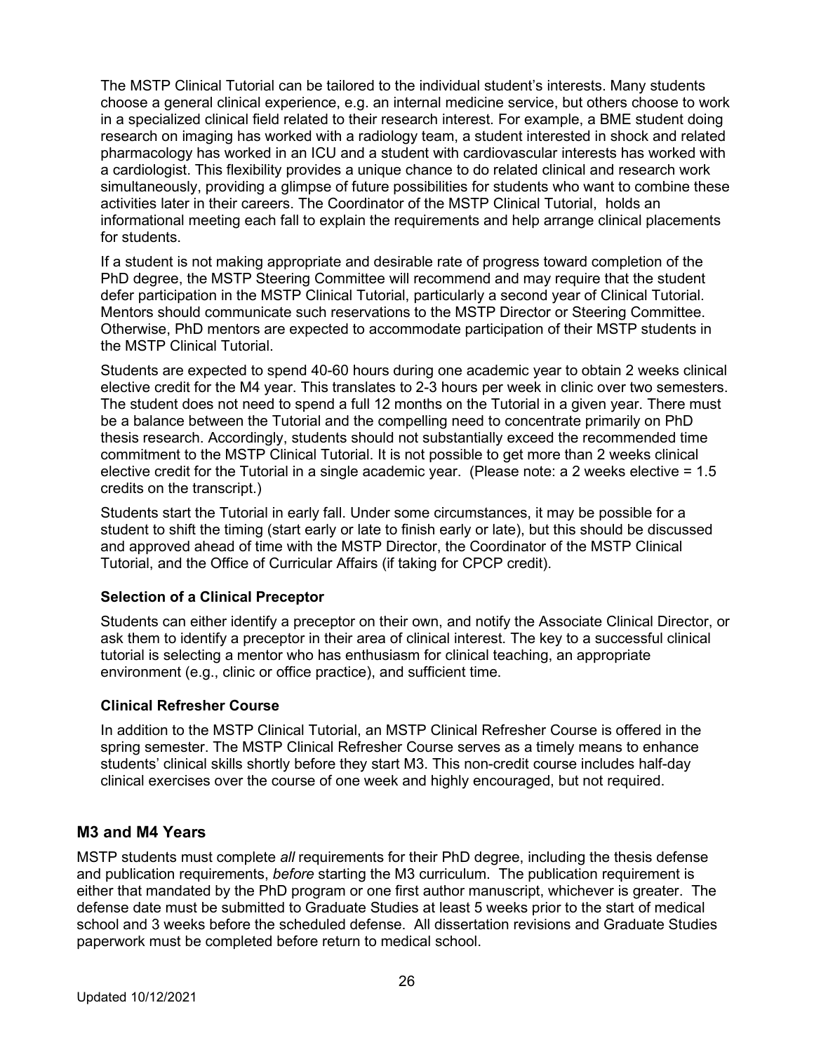The MSTP Clinical Tutorial can be tailored to the individual student's interests. Many students choose a general clinical experience, e.g. an internal medicine service, but others choose to work in a specialized clinical field related to their research interest. For example, a BME student doing research on imaging has worked with a radiology team, a student interested in shock and related pharmacology has worked in an ICU and a student with cardiovascular interests has worked with a cardiologist. This flexibility provides a unique chance to do related clinical and research work simultaneously, providing a glimpse of future possibilities for students who want to combine these activities later in their careers. The Coordinator of the MSTP Clinical Tutorial, holds an informational meeting each fall to explain the requirements and help arrange clinical placements for students.

If a student is not making appropriate and desirable rate of progress toward completion of the PhD degree, the MSTP Steering Committee will recommend and may require that the student defer participation in the MSTP Clinical Tutorial, particularly a second year of Clinical Tutorial. Mentors should communicate such reservations to the MSTP Director or Steering Committee. Otherwise, PhD mentors are expected to accommodate participation of their MSTP students in the MSTP Clinical Tutorial.

Students are expected to spend 40-60 hours during one academic year to obtain 2 weeks clinical elective credit for the M4 year. This translates to 2-3 hours per week in clinic over two semesters. The student does not need to spend a full 12 months on the Tutorial in a given year. There must be a balance between the Tutorial and the compelling need to concentrate primarily on PhD thesis research. Accordingly, students should not substantially exceed the recommended time commitment to the MSTP Clinical Tutorial. It is not possible to get more than 2 weeks clinical elective credit for the Tutorial in a single academic year. (Please note: a 2 weeks elective = 1.5 credits on the transcript.)

Students start the Tutorial in early fall. Under some circumstances, it may be possible for a student to shift the timing (start early or late to finish early or late), but this should be discussed and approved ahead of time with the MSTP Director, the Coordinator of the MSTP Clinical Tutorial, and the Office of Curricular Affairs (if taking for CPCP credit).

### Selection of a Clinical Preceptor

Students can either identify a preceptor on their own, and notify the Associate Clinical Director, or ask them to identify a preceptor in their area of clinical interest. The key to a successful clinical tutorial is selecting a mentor who has enthusiasm for clinical teaching, an appropriate environment (e.g., clinic or office practice), and sufficient time.

### Clinical Refresher Course

In addition to the MSTP Clinical Tutorial, an MSTP Clinical Refresher Course is offered in the spring semester. The MSTP Clinical Refresher Course serves as a timely means to enhance students' clinical skills shortly before they start M3. This non-credit course includes half-day clinical exercises over the course of one week and highly encouraged, but not required.

## M3 and M4 Years

MSTP students must complete *all* requirements for their PhD degree, including the thesis defense and publication requirements, *before* starting the M3 curriculum. The publication requirement is either that mandated by the PhD program or one first author manuscript, whichever is greater. The defense date must be submitted to Graduate Studies at least 5 weeks prior to the start of medical school and 3 weeks before the scheduled defense. All dissertation revisions and Graduate Studies paperwork must be completed before return to medical school.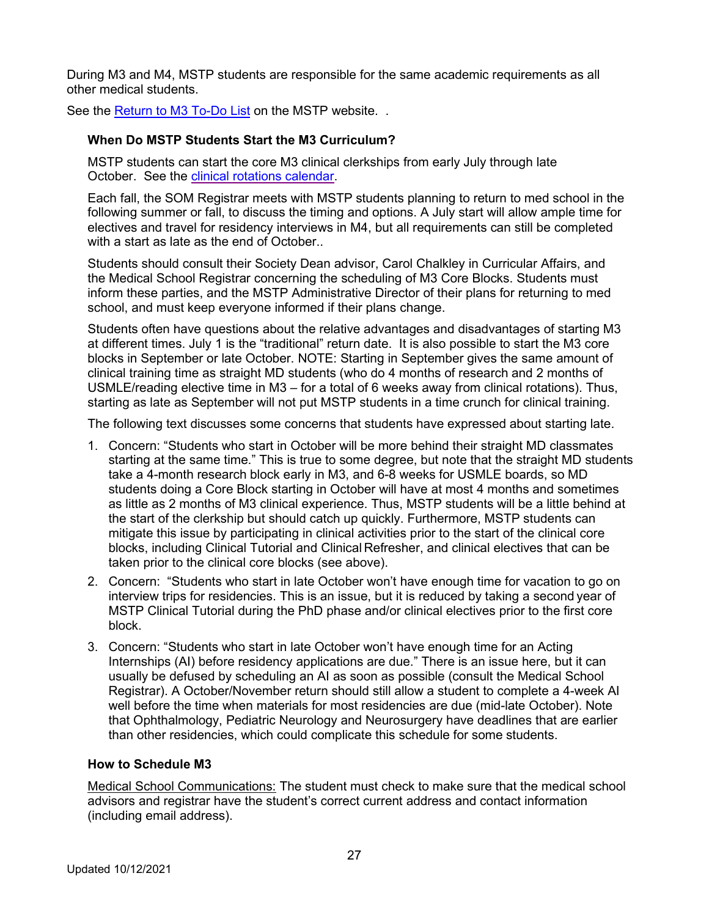During M3 and M4, MSTP students are responsible for the same academic requirements as all other medical students.

See the Return to M3 To-Do List on the MSTP website.  .

### When Do MSTP Students Start the M3 Curriculum?

MSTP students can start the core M3 clinical clerkships from early July through late October.  See the clinical rotations calendar.

Each fall, the SOM Registrar meets with MSTP students planning to return to med school in the following summer or fall, to discuss the timing and options. A July start will allow ample time for electives and travel for residency interviews in M4, but all requirements can still be completed with a start as late as the end of October..

Students should consult their Society Dean advisor, Carol Chalkley in Curricular Affairs, and the Medical School Registrar concerning the scheduling of M3 Core Blocks. Students must inform these parties, and the MSTP Administrative Director of their plans for returning to med school, and must keep everyone informed if their plans change.

Students often have questions about the relative advantages and disadvantages of starting M3 at different times. July 1 is the "traditional" return date.  It is also possible to start the M3 core blocks in September or late October. NOTE: Starting in September gives the same amount of clinical training time as straight MD students (who do 4 months of research and 2 months of USMLE/reading elective time in M3 – for a total of 6 weeks away from clinical rotations). Thus, starting as late as September will not put MSTP students in a time crunch for clinical training.

The following text discusses some concerns that students have expressed about starting late.

1. Concern: "Students who start in October will be more behind their straight MD classmates starting at the same time." This is true to some degree, but note that the straight MD students take a 4-month research block early in M3, and 6-8 weeks for USMLE boards, so MD students doing a Core Block starting in October will have at most 4 months and sometimes as little as 2 months of M3 clinical experience. Thus, MSTP students will be a little behind at the start of the clerkship but should catch up quickly. Furthermore, MSTP students can mitigate this issue by participating in clinical activities prior to the start of the clinical core blocks, including Clinical Tutorial and Clinical Refresher, and clinical electives that can be taken prior to the clinical core blocks (see above).
2. Concern:  "Students who start in late October won't have enough time for vacation to go on interview trips for residencies. This is an issue, but it is reduced by taking a second year of MSTP Clinical Tutorial during the PhD phase and/or clinical electives prior to the first core block.
3. Concern: "Students who start in late October won't have enough time for an Acting Internships (AI) before residency applications are due." There is an issue here, but it can usually be defused by scheduling an AI as soon as possible (consult the Medical School Registrar). A October/November return should still allow a student to complete a 4-week AI well before the time when materials for most residencies are due (mid-late October). Note that Ophthalmology, Pediatric Neurology and Neurosurgery have deadlines that are earlier than other residencies, which could complicate this schedule for some students.

### How to Schedule M3

Medical School Communications: The student must check to make sure that the medical school advisors and registrar have the student's correct current address and contact information (including email address).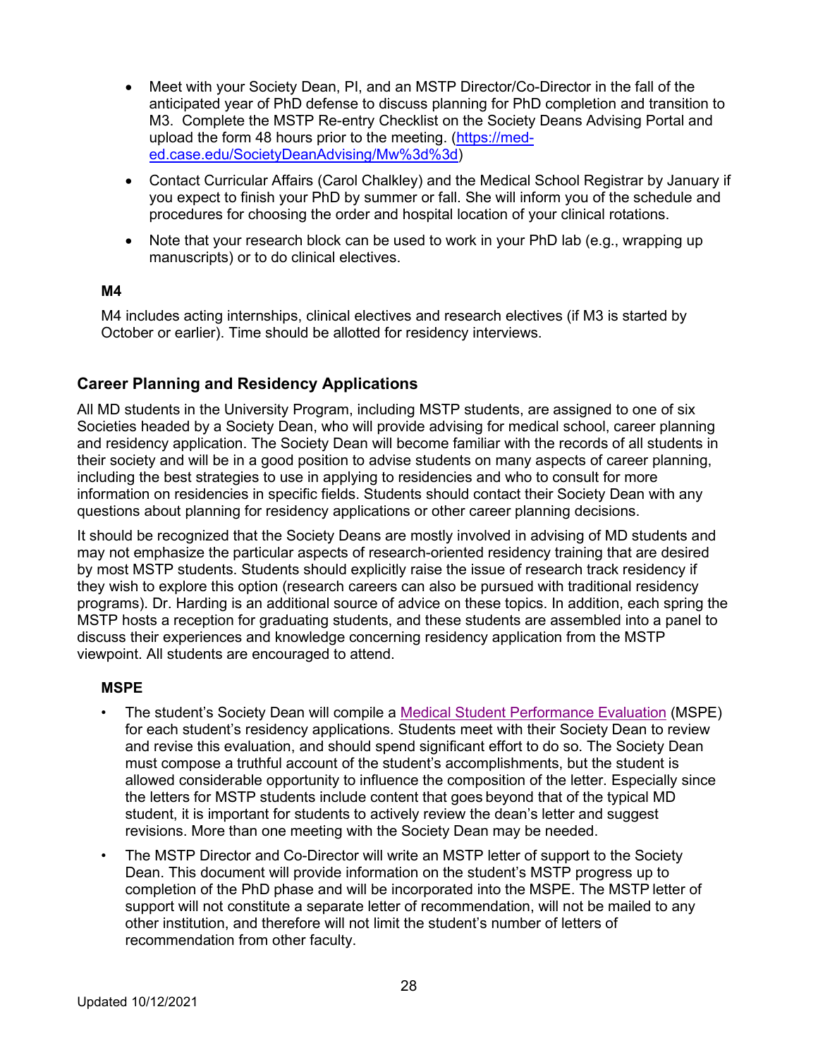- Meet with your Society Dean, PI, and an MSTP Director/Co-Director in the fall of the anticipated year of PhD defense to discuss planning for PhD completion and transition to M3. Complete the MSTP Re-entry Checklist on the Society Deans Advising Portal and upload the form 48 hours prior to the meeting. ([https://med-ed.case.edu/SocietyDeanAdvising/Mw%3d%3d](https://med-ed.case.edu/SocietyDeanAdvising/Mw%3d%3d))
- Contact Curricular Affairs (Carol Chalkley) and the Medical School Registrar by January if you expect to finish your PhD by summer or fall. She will inform you of the schedule and procedures for choosing the order and hospital location of your clinical rotations.
- Note that your research block can be used to work in your PhD lab (e.g., wrapping up manuscripts) or to do clinical electives.

### M4

M4 includes acting internships, clinical electives and research electives (if M3 is started by October or earlier). Time should be allotted for residency interviews.

## Career Planning and Residency Applications

All MD students in the University Program, including MSTP students, are assigned to one of six Societies headed by a Society Dean, who will provide advising for medical school, career planning and residency application. The Society Dean will become familiar with the records of all students in their society and will be in a good position to advise students on many aspects of career planning, including the best strategies to use in applying to residencies and who to consult for more information on residencies in specific fields. Students should contact their Society Dean with any questions about planning for residency applications or other career planning decisions.

It should be recognized that the Society Deans are mostly involved in advising of MD students and may not emphasize the particular aspects of research-oriented residency training that are desired by most MSTP students. Students should explicitly raise the issue of research track residency if they wish to explore this option (research careers can also be pursued with traditional residency programs). Dr. Harding is an additional source of advice on these topics. In addition, each spring the MSTP hosts a reception for graduating students, and these students are assembled into a panel to discuss their experiences and knowledge concerning residency application from the MSTP viewpoint. All students are encouraged to attend.

### MSPE

- The student's Society Dean will compile a Medical Student Performance Evaluation (MSPE) for each student's residency applications. Students meet with their Society Dean to review and revise this evaluation, and should spend significant effort to do so. The Society Dean must compose a truthful account of the student's accomplishments, but the student is allowed considerable opportunity to influence the composition of the letter. Especially since the letters for MSTP students include content that goes beyond that of the typical MD student, it is important for students to actively review the dean's letter and suggest revisions. More than one meeting with the Society Dean may be needed.
- The MSTP Director and Co-Director will write an MSTP letter of support to the Society Dean. This document will provide information on the student's MSTP progress up to completion of the PhD phase and will be incorporated into the MSPE. The MSTP letter of support will not constitute a separate letter of recommendation, will not be mailed to any other institution, and therefore will not limit the student's number of letters of recommendation from other faculty.

Updated 10/12/2021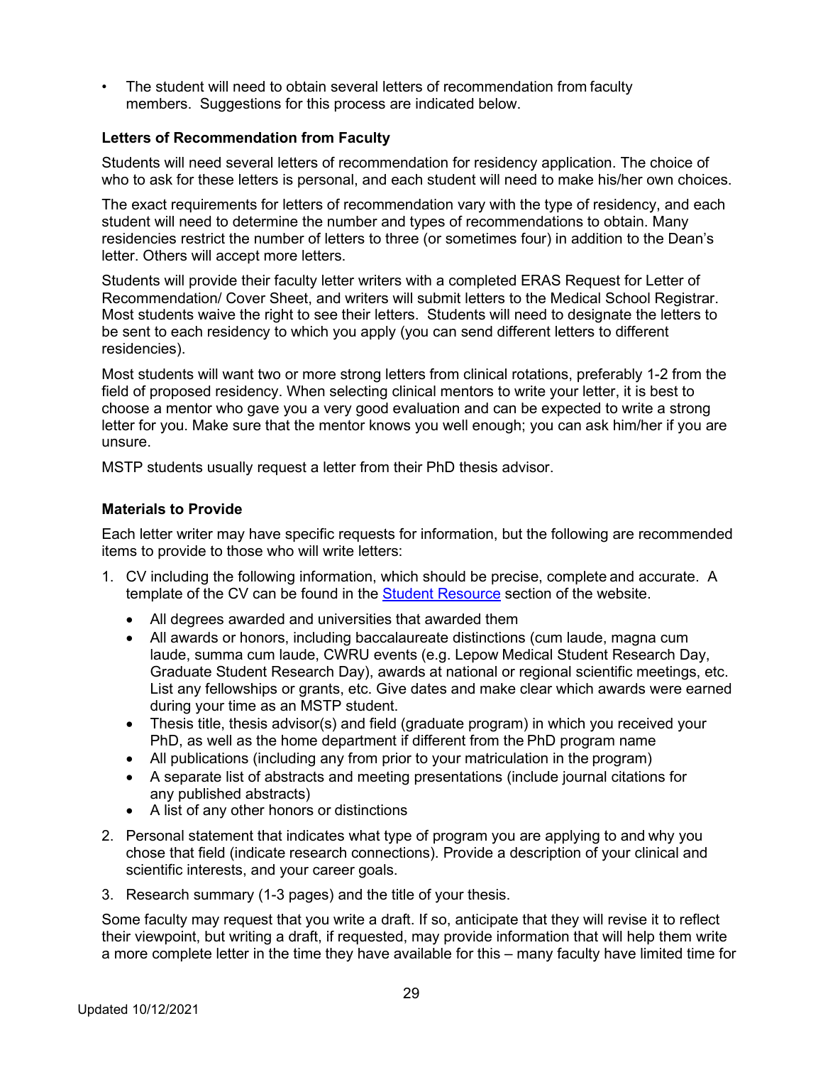- The student will need to obtain several letters of recommendation from faculty members. Suggestions for this process are indicated below.

**Letters of Recommendation from Faculty**

Students will need several letters of recommendation for residency application. The choice of who to ask for these letters is personal, and each student will need to make his/her own choices.

The exact requirements for letters of recommendation vary with the type of residency, and each student will need to determine the number and types of recommendations to obtain. Many residencies restrict the number of letters to three (or sometimes four) in addition to the Dean's letter. Others will accept more letters.

Students will provide their faculty letter writers with a completed ERAS Request for Letter of Recommendation/ Cover Sheet, and writers will submit letters to the Medical School Registrar. Most students waive the right to see their letters. Students will need to designate the letters to be sent to each residency to which you apply (you can send different letters to different residencies).

Most students will want two or more strong letters from clinical rotations, preferably 1-2 from the field of proposed residency. When selecting clinical mentors to write your letter, it is best to choose a mentor who gave you a very good evaluation and can be expected to write a strong letter for you. Make sure that the mentor knows you well enough; you can ask him/her if you are unsure.

MSTP students usually request a letter from their PhD thesis advisor.

**Materials to Provide**

Each letter writer may have specific requests for information, but the following are recommended items to provide to those who will write letters:

1. CV including the following information, which should be precise, complete and accurate. A template of the CV can be found in the Student Resource section of the website.
   - All degrees awarded and universities that awarded them
   - All awards or honors, including baccalaureate distinctions (cum laude, magna cum laude, summa cum laude, CWRU events (e.g. Lepow Medical Student Research Day, Graduate Student Research Day), awards at national or regional scientific meetings, etc. List any fellowships or grants, etc. Give dates and make clear which awards were earned during your time as an MSTP student.
   - Thesis title, thesis advisor(s) and field (graduate program) in which you received your PhD, as well as the home department if different from the PhD program name
   - All publications (including any from prior to your matriculation in the program)
   - A separate list of abstracts and meeting presentations (include journal citations for any published abstracts)
   - A list of any other honors or distinctions
2. Personal statement that indicates what type of program you are applying to and why you chose that field (indicate research connections). Provide a description of your clinical and scientific interests, and your career goals.
3. Research summary (1-3 pages) and the title of your thesis.

Some faculty may request that you write a draft. If so, anticipate that they will revise it to reflect their viewpoint, but writing a draft, if requested, may provide information that will help them write a more complete letter in the time they have available for this – many faculty have limited time for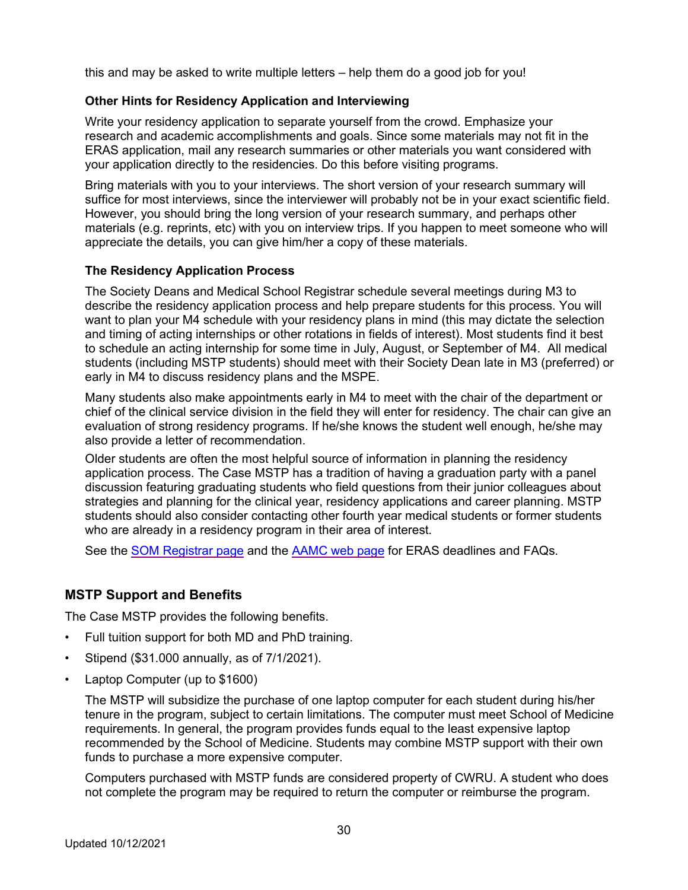this and may be asked to write multiple letters – help them do a good job for you!

### Other Hints for Residency Application and Interviewing

Write your residency application to separate yourself from the crowd. Emphasize your research and academic accomplishments and goals. Since some materials may not fit in the ERAS application, mail any research summaries or other materials you want considered with your application directly to the residencies. Do this before visiting programs.

Bring materials with you to your interviews. The short version of your research summary will suffice for most interviews, since the interviewer will probably not be in your exact scientific field. However, you should bring the long version of your research summary, and perhaps other materials (e.g. reprints, etc) with you on interview trips. If you happen to meet someone who will appreciate the details, you can give him/her a copy of these materials.

### The Residency Application Process

The Society Deans and Medical School Registrar schedule several meetings during M3 to describe the residency application process and help prepare students for this process. You will want to plan your M4 schedule with your residency plans in mind (this may dictate the selection and timing of acting internships or other rotations in fields of interest). Most students find it best to schedule an acting internship for some time in July, August, or September of M4. All medical students (including MSTP students) should meet with their Society Dean late in M3 (preferred) or early in M4 to discuss residency plans and the MSPE.

Many students also make appointments early in M4 to meet with the chair of the department or chief of the clinical service division in the field they will enter for residency. The chair can give an evaluation of strong residency programs. If he/she knows the student well enough, he/she may also provide a letter of recommendation.

Older students are often the most helpful source of information in planning the residency application process. The Case MSTP has a tradition of having a graduation party with a panel discussion featuring graduating students who field questions from their junior colleagues about strategies and planning for the clinical year, residency applications and career planning. MSTP students should also consider contacting other fourth year medical students or former students who are already in a residency program in their area of interest.

See the SOM Registrar page and the AAMC web page for ERAS deadlines and FAQs.

## MSTP Support and Benefits

The Case MSTP provides the following benefits.

- Full tuition support for both MD and PhD training.
- Stipend ($31.000 annually, as of 7/1/2021).
- Laptop Computer (up to $1600)

  The MSTP will subsidize the purchase of one laptop computer for each student during his/her tenure in the program, subject to certain limitations. The computer must meet School of Medicine requirements. In general, the program provides funds equal to the least expensive laptop recommended by the School of Medicine. Students may combine MSTP support with their own funds to purchase a more expensive computer.

  Computers purchased with MSTP funds are considered property of CWRU. A student who does not complete the program may be required to return the computer or reimburse the program.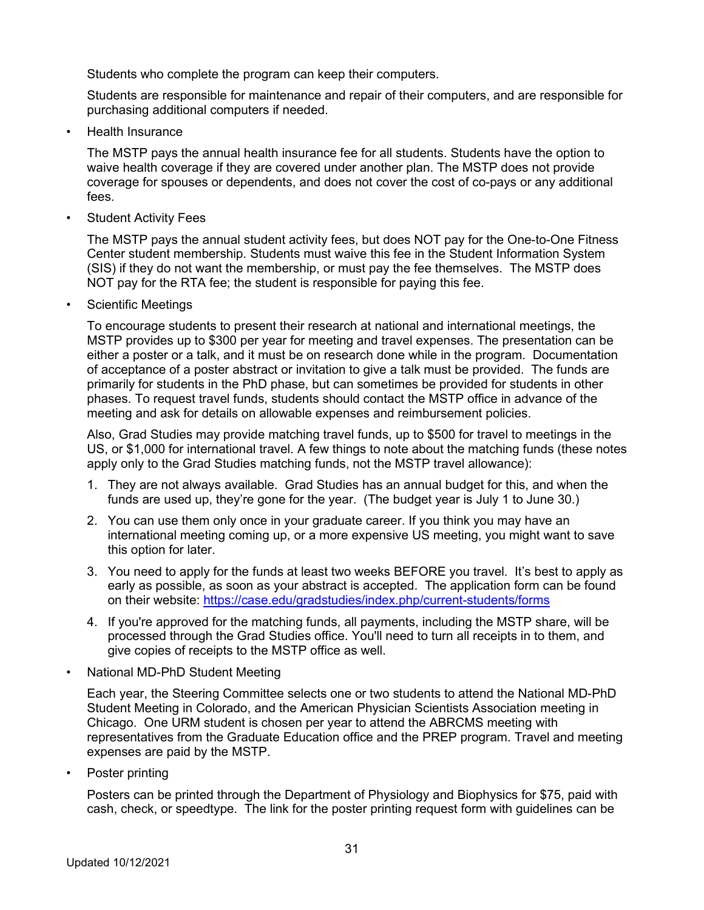Students who complete the program can keep their computers.

Students are responsible for maintenance and repair of their computers, and are responsible for purchasing additional computers if needed.

- Health Insurance

  The MSTP pays the annual health insurance fee for all students. Students have the option to waive health coverage if they are covered under another plan. The MSTP does not provide coverage for spouses or dependents, and does not cover the cost of co-pays or any additional fees.

- Student Activity Fees

  The MSTP pays the annual student activity fees, but does NOT pay for the One-to-One Fitness Center student membership. Students must waive this fee in the Student Information System (SIS) if they do not want the membership, or must pay the fee themselves. The MSTP does NOT pay for the RTA fee; the student is responsible for paying this fee.

- Scientific Meetings

  To encourage students to present their research at national and international meetings, the MSTP provides up to $300 per year for meeting and travel expenses. The presentation can be either a poster or a talk, and it must be on research done while in the program. Documentation of acceptance of a poster abstract or invitation to give a talk must be provided. The funds are primarily for students in the PhD phase, but can sometimes be provided for students in other phases. To request travel funds, students should contact the MSTP office in advance of the meeting and ask for details on allowable expenses and reimbursement policies.

  Also, Grad Studies may provide matching travel funds, up to $500 for travel to meetings in the US, or $1,000 for international travel. A few things to note about the matching funds (these notes apply only to the Grad Studies matching funds, not the MSTP travel allowance):

  1. They are not always available. Grad Studies has an annual budget for this, and when the funds are used up, they're gone for the year. (The budget year is July 1 to June 30.)
  2. You can use them only once in your graduate career. If you think you may have an international meeting coming up, or a more expensive US meeting, you might want to save this option for later.
  3. You need to apply for the funds at least two weeks BEFORE you travel. It's best to apply as early as possible, as soon as your abstract is accepted. The application form can be found on their website: https://case.edu/gradstudies/index.php/current-students/forms
  4. If you're approved for the matching funds, all payments, including the MSTP share, will be processed through the Grad Studies office. You'll need to turn all receipts in to them, and give copies of receipts to the MSTP office as well.

- National MD-PhD Student Meeting

  Each year, the Steering Committee selects one or two students to attend the National MD-PhD Student Meeting in Colorado, and the American Physician Scientists Association meeting in Chicago. One URM student is chosen per year to attend the ABRCMS meeting with representatives from the Graduate Education office and the PREP program. Travel and meeting expenses are paid by the MSTP.

- Poster printing

  Posters can be printed through the Department of Physiology and Biophysics for $75, paid with cash, check, or speedtype. The link for the poster printing request form with guidelines can be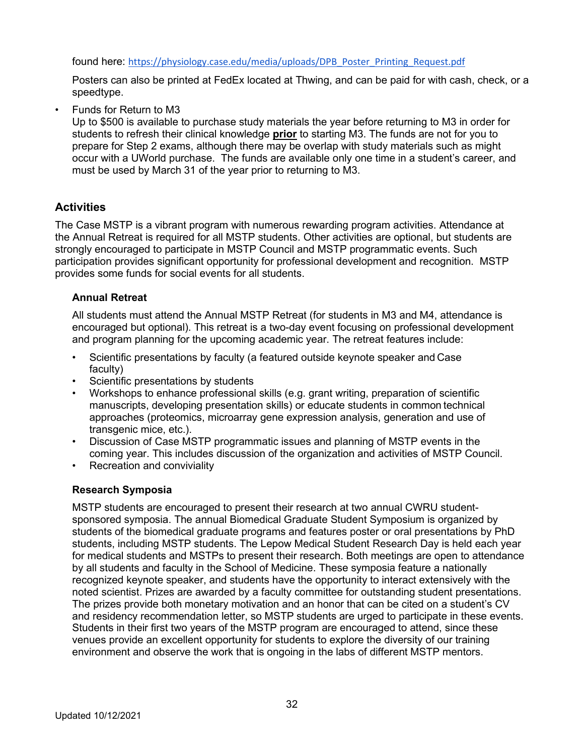found here: https://physiology.case.edu/media/uploads/DPB_Poster_Printing_Request.pdf

Posters can also be printed at FedEx located at Thwing, and can be paid for with cash, check, or a speedtype.

- Funds for Return to M3

  Up to $500 is available to purchase study materials the year before returning to M3 in order for students to refresh their clinical knowledge **prior** to starting M3. The funds are not for you to prepare for Step 2 exams, although there may be overlap with study materials such as might occur with a UWorld purchase. The funds are available only one time in a student's career, and must be used by March 31 of the year prior to returning to M3.

## Activities

The Case MSTP is a vibrant program with numerous rewarding program activities. Attendance at the Annual Retreat is required for all MSTP students. Other activities are optional, but students are strongly encouraged to participate in MSTP Council and MSTP programmatic events. Such participation provides significant opportunity for professional development and recognition. MSTP provides some funds for social events for all students.

### Annual Retreat

All students must attend the Annual MSTP Retreat (for students in M3 and M4, attendance is encouraged but optional). This retreat is a two-day event focusing on professional development and program planning for the upcoming academic year. The retreat features include:

- Scientific presentations by faculty (a featured outside keynote speaker and Case faculty)
- Scientific presentations by students
- Workshops to enhance professional skills (e.g. grant writing, preparation of scientific manuscripts, developing presentation skills) or educate students in common technical approaches (proteomics, microarray gene expression analysis, generation and use of transgenic mice, etc.).
- Discussion of Case MSTP programmatic issues and planning of MSTP events in the coming year. This includes discussion of the organization and activities of MSTP Council.
- Recreation and conviviality

### Research Symposia

MSTP students are encouraged to present their research at two annual CWRU student-sponsored symposia. The annual Biomedical Graduate Student Symposium is organized by students of the biomedical graduate programs and features poster or oral presentations by PhD students, including MSTP students. The Lepow Medical Student Research Day is held each year for medical students and MSTPs to present their research. Both meetings are open to attendance by all students and faculty in the School of Medicine. These symposia feature a nationally recognized keynote speaker, and students have the opportunity to interact extensively with the noted scientist. Prizes are awarded by a faculty committee for outstanding student presentations. The prizes provide both monetary motivation and an honor that can be cited on a student's CV and residency recommendation letter, so MSTP students are urged to participate in these events. Students in their first two years of the MSTP program are encouraged to attend, since these venues provide an excellent opportunity for students to explore the diversity of our training environment and observe the work that is ongoing in the labs of different MSTP mentors.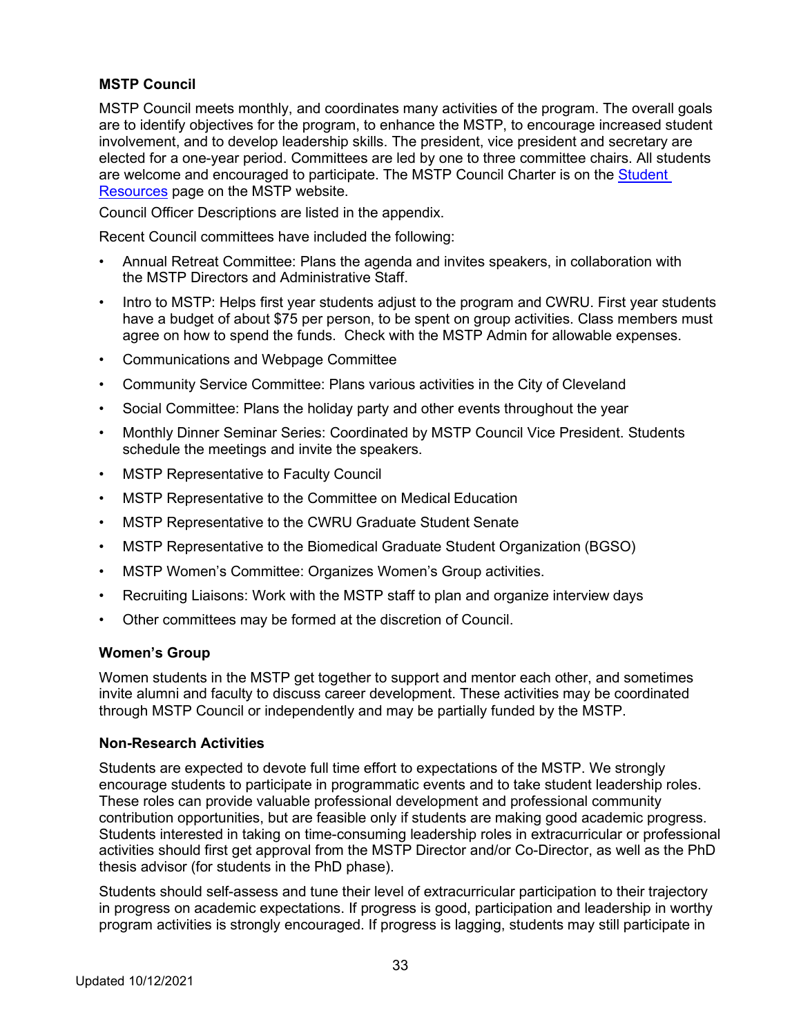### MSTP Council

MSTP Council meets monthly, and coordinates many activities of the program. The overall goals are to identify objectives for the program, to enhance the MSTP, to encourage increased student involvement, and to develop leadership skills. The president, vice president and secretary are elected for a one-year period. Committees are led by one to three committee chairs. All students are welcome and encouraged to participate. The MSTP Council Charter is on the [Student Resources]() page on the MSTP website.

Council Officer Descriptions are listed in the appendix.

Recent Council committees have included the following:

- Annual Retreat Committee: Plans the agenda and invites speakers, in collaboration with the MSTP Directors and Administrative Staff.
- Intro to MSTP: Helps first year students adjust to the program and CWRU. First year students have a budget of about $75 per person, to be spent on group activities. Class members must agree on how to spend the funds. Check with the MSTP Admin for allowable expenses.
- Communications and Webpage Committee
- Community Service Committee: Plans various activities in the City of Cleveland
- Social Committee: Plans the holiday party and other events throughout the year
- Monthly Dinner Seminar Series: Coordinated by MSTP Council Vice President. Students schedule the meetings and invite the speakers.
- MSTP Representative to Faculty Council
- MSTP Representative to the Committee on Medical Education
- MSTP Representative to the CWRU Graduate Student Senate
- MSTP Representative to the Biomedical Graduate Student Organization (BGSO)
- MSTP Women's Committee: Organizes Women's Group activities.
- Recruiting Liaisons: Work with the MSTP staff to plan and organize interview days
- Other committees may be formed at the discretion of Council.

### Women's Group

Women students in the MSTP get together to support and mentor each other, and sometimes invite alumni and faculty to discuss career development. These activities may be coordinated through MSTP Council or independently and may be partially funded by the MSTP.

### Non-Research Activities

Students are expected to devote full time effort to expectations of the MSTP. We strongly encourage students to participate in programmatic events and to take student leadership roles. These roles can provide valuable professional development and professional community contribution opportunities, but are feasible only if students are making good academic progress. Students interested in taking on time-consuming leadership roles in extracurricular or professional activities should first get approval from the MSTP Director and/or Co-Director, as well as the PhD thesis advisor (for students in the PhD phase).

Students should self-assess and tune their level of extracurricular participation to their trajectory in progress on academic expectations. If progress is good, participation and leadership in worthy program activities is strongly encouraged. If progress is lagging, students may still participate in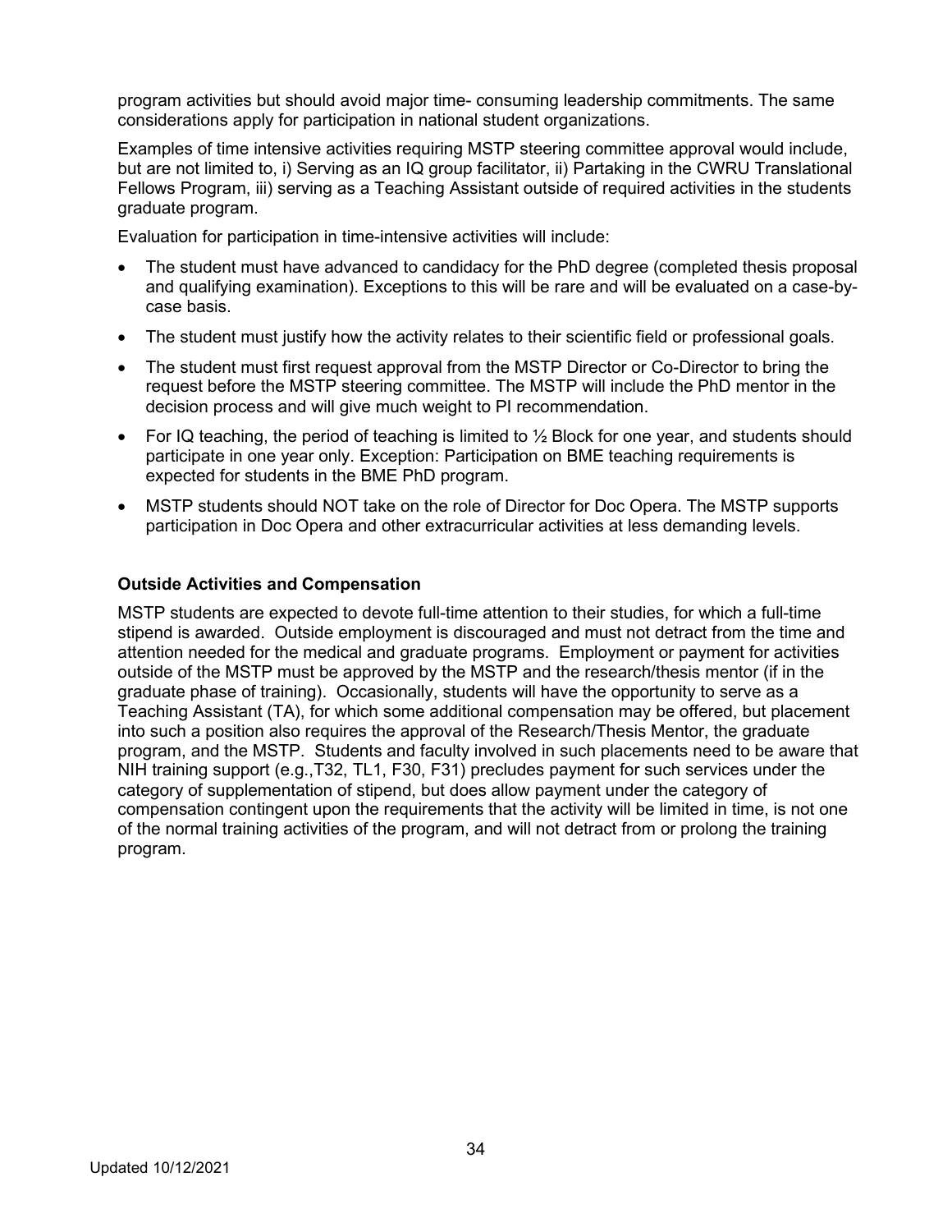program activities but should avoid major time- consuming leadership commitments. The same considerations apply for participation in national student organizations.

Examples of time intensive activities requiring MSTP steering committee approval would include, but are not limited to, i) Serving as an IQ group facilitator, ii) Partaking in the CWRU Translational Fellows Program, iii) serving as a Teaching Assistant outside of required activities in the students graduate program.

Evaluation for participation in time-intensive activities will include:

- The student must have advanced to candidacy for the PhD degree (completed thesis proposal and qualifying examination). Exceptions to this will be rare and will be evaluated on a case-by-case basis.
- The student must justify how the activity relates to their scientific field or professional goals.
- The student must first request approval from the MSTP Director or Co-Director to bring the request before the MSTP steering committee. The MSTP will include the PhD mentor in the decision process and will give much weight to PI recommendation.
- For IQ teaching, the period of teaching is limited to ½ Block for one year, and students should participate in one year only. Exception: Participation on BME teaching requirements is expected for students in the BME PhD program.
- MSTP students should NOT take on the role of Director for Doc Opera. The MSTP supports participation in Doc Opera and other extracurricular activities at less demanding levels.

**Outside Activities and Compensation**

MSTP students are expected to devote full-time attention to their studies, for which a full-time stipend is awarded. Outside employment is discouraged and must not detract from the time and attention needed for the medical and graduate programs. Employment or payment for activities outside of the MSTP must be approved by the MSTP and the research/thesis mentor (if in the graduate phase of training). Occasionally, students will have the opportunity to serve as a Teaching Assistant (TA), for which some additional compensation may be offered, but placement into such a position also requires the approval of the Research/Thesis Mentor, the graduate program, and the MSTP. Students and faculty involved in such placements need to be aware that NIH training support (e.g.,T32, TL1, F30, F31) precludes payment for such services under the category of supplementation of stipend, but does allow payment under the category of compensation contingent upon the requirements that the activity will be limited in time, is not one of the normal training activities of the program, and will not detract from or prolong the training program.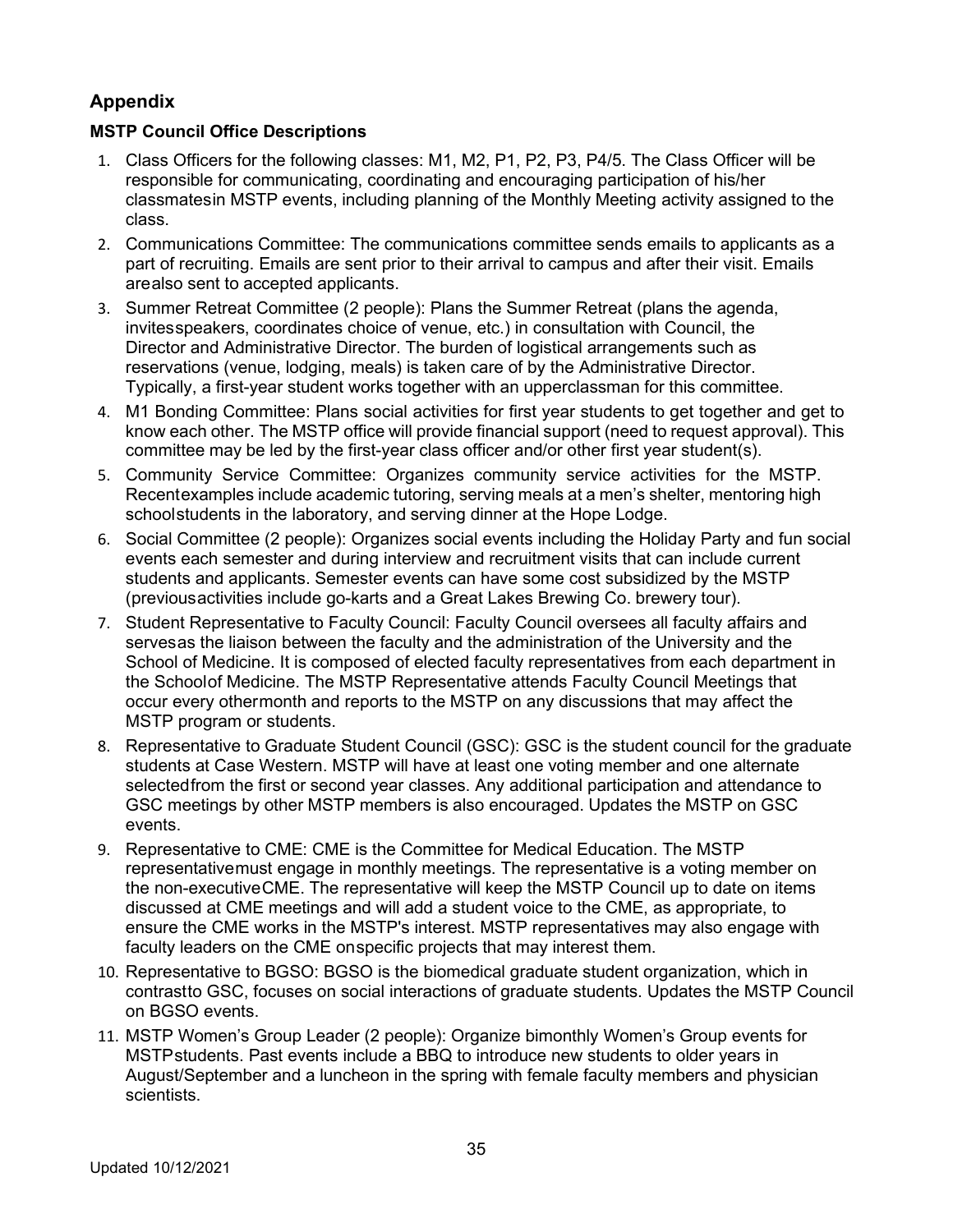## Appendix

### MSTP Council Office Descriptions

1. Class Officers for the following classes: M1, M2, P1, P2, P3, P4/5. The Class Officer will be responsible for communicating, coordinating and encouraging participation of his/her classmatesin MSTP events, including planning of the Monthly Meeting activity assigned to the class.
2. Communications Committee: The communications committee sends emails to applicants as a part of recruiting. Emails are sent prior to their arrival to campus and after their visit. Emails arealso sent to accepted applicants.
3. Summer Retreat Committee (2 people): Plans the Summer Retreat (plans the agenda, invitesspeakers, coordinates choice of venue, etc.) in consultation with Council, the Director and Administrative Director. The burden of logistical arrangements such as reservations (venue, lodging, meals) is taken care of by the Administrative Director. Typically, a first-year student works together with an upperclassman for this committee.
4. M1 Bonding Committee: Plans social activities for first year students to get together and get to know each other. The MSTP office will provide financial support (need to request approval). This committee may be led by the first-year class officer and/or other first year student(s).
5. Community Service Committee: Organizes community service activities for the MSTP. Recentexamples include academic tutoring, serving meals at a men's shelter, mentoring high schoolstudents in the laboratory, and serving dinner at the Hope Lodge.
6. Social Committee (2 people): Organizes social events including the Holiday Party and fun social events each semester and during interview and recruitment visits that can include current students and applicants. Semester events can have some cost subsidized by the MSTP (previousactivities include go-karts and a Great Lakes Brewing Co. brewery tour).
7. Student Representative to Faculty Council: Faculty Council oversees all faculty affairs and servesas the liaison between the faculty and the administration of the University and the School of Medicine. It is composed of elected faculty representatives from each department in the Schoolof Medicine. The MSTP Representative attends Faculty Council Meetings that occur every othermonth and reports to the MSTP on any discussions that may affect the MSTP program or students.
8. Representative to Graduate Student Council (GSC): GSC is the student council for the graduate students at Case Western. MSTP will have at least one voting member and one alternate selectedfrom the first or second year classes. Any additional participation and attendance to GSC meetings by other MSTP members is also encouraged. Updates the MSTP on GSC events.
9. Representative to CME: CME is the Committee for Medical Education. The MSTP representativemust engage in monthly meetings. The representative is a voting member on the non-executiveCME. The representative will keep the MSTP Council up to date on items discussed at CME meetings and will add a student voice to the CME, as appropriate, to ensure the CME works in the MSTP's interest. MSTP representatives may also engage with faculty leaders on the CME onspecific projects that may interest them.
10. Representative to BGSO: BGSO is the biomedical graduate student organization, which in contrastto GSC, focuses on social interactions of graduate students. Updates the MSTP Council on BGSO events.
11. MSTP Women's Group Leader (2 people): Organize bimonthly Women's Group events for MSTPstudents. Past events include a BBQ to introduce new students to older years in August/September and a luncheon in the spring with female faculty members and physician scientists.

Updated 10/12/2021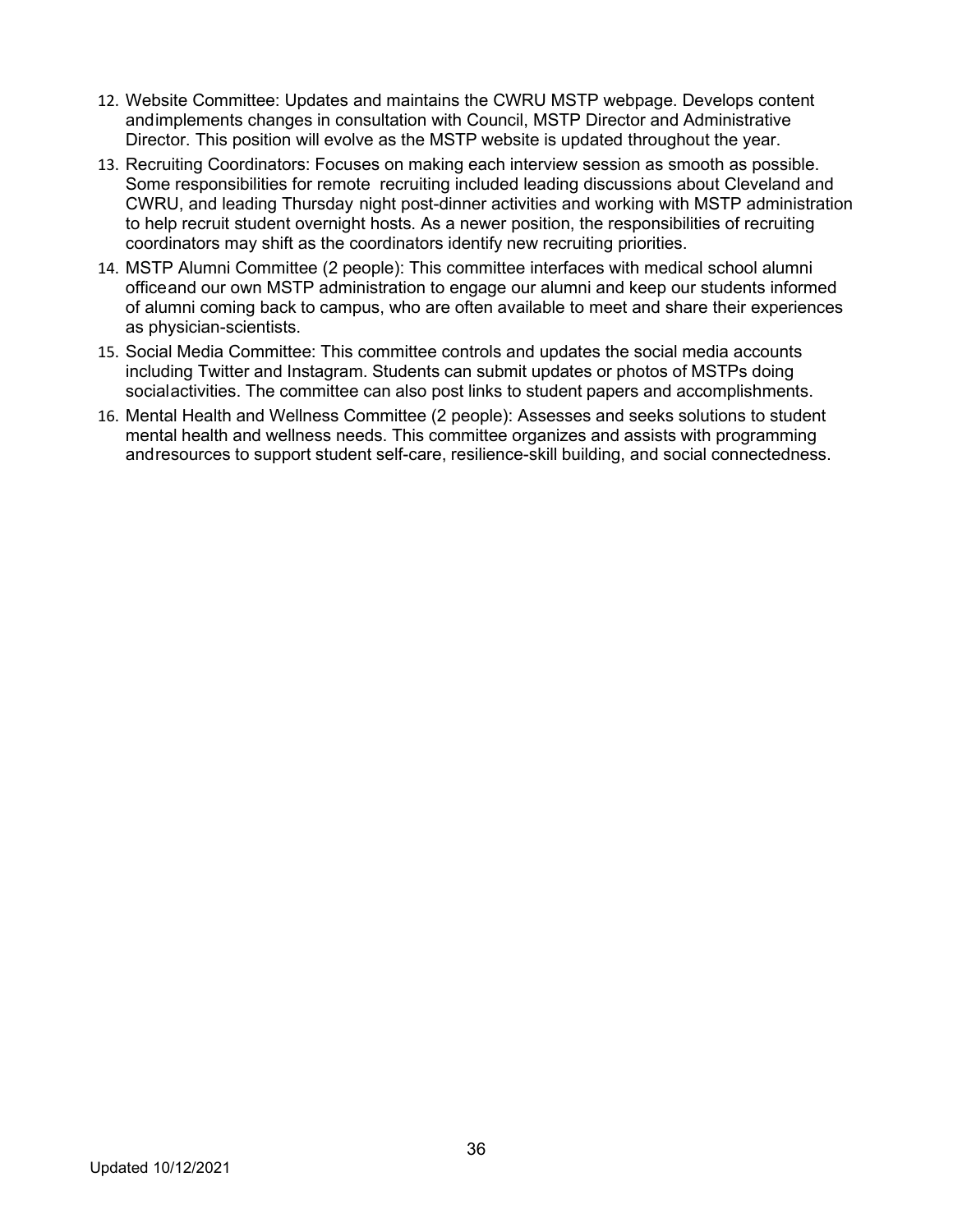12. Website Committee: Updates and maintains the CWRU MSTP webpage. Develops content andimplements changes in consultation with Council, MSTP Director and Administrative Director. This position will evolve as the MSTP website is updated throughout the year.
13. Recruiting Coordinators: Focuses on making each interview session as smooth as possible. Some responsibilities for remote recruiting included leading discussions about Cleveland and CWRU, and leading Thursday night post-dinner activities and working with MSTP administration to help recruit student overnight hosts. As a newer position, the responsibilities of recruiting coordinators may shift as the coordinators identify new recruiting priorities.
14. MSTP Alumni Committee (2 people): This committee interfaces with medical school alumni officeand our own MSTP administration to engage our alumni and keep our students informed of alumni coming back to campus, who are often available to meet and share their experiences as physician-scientists.
15. Social Media Committee: This committee controls and updates the social media accounts including Twitter and Instagram. Students can submit updates or photos of MSTPs doing socialactivities. The committee can also post links to student papers and accomplishments.
16. Mental Health and Wellness Committee (2 people): Assesses and seeks solutions to student mental health and wellness needs. This committee organizes and assists with programming andresources to support student self-care, resilience-skill building, and social connectedness.

Updated 10/12/2021